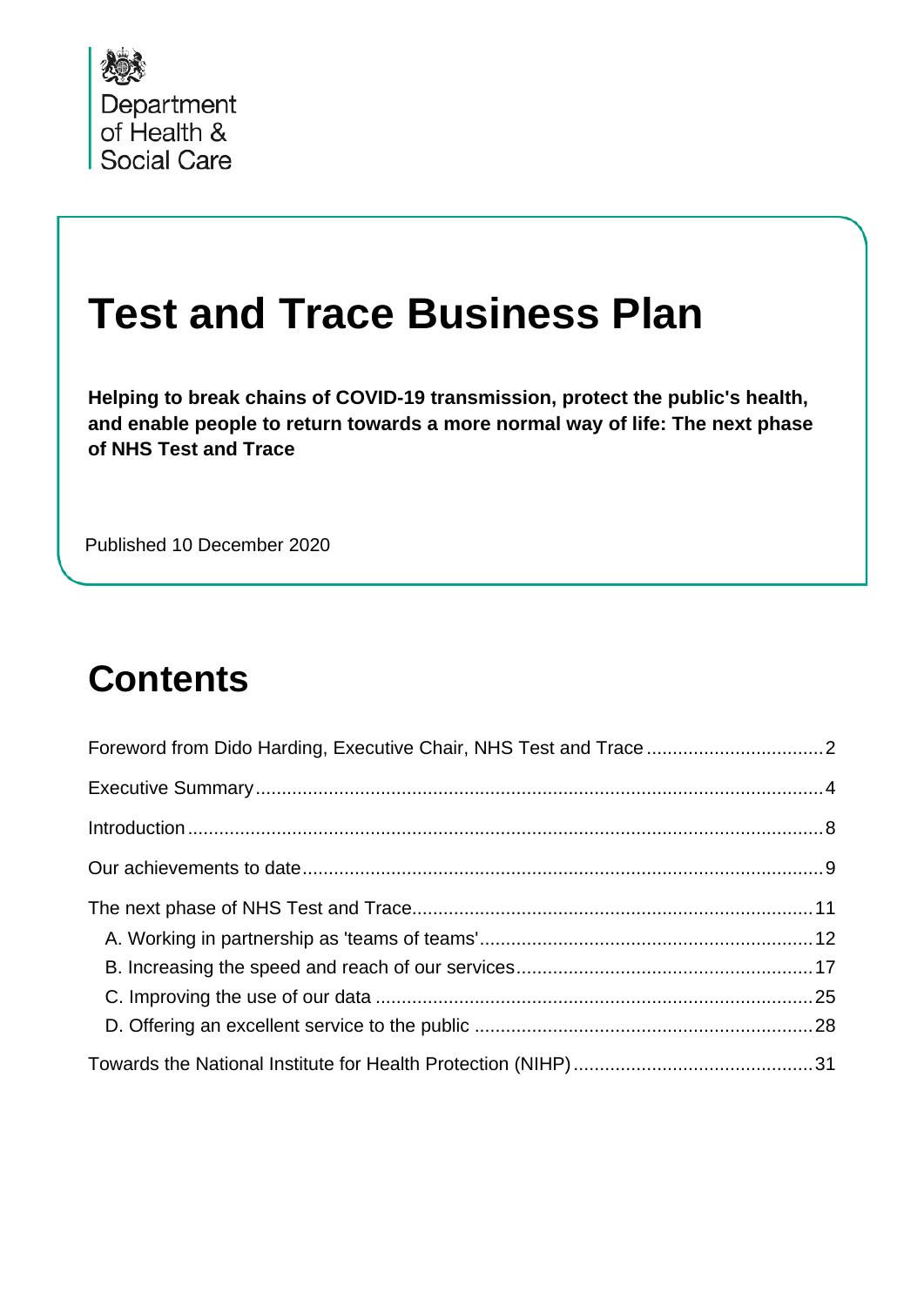Department of Health & Social Care

# Test and Trace Business Plan

**Helping to break chains of COVID-19 transmission, protect the public's health, and enable people to return towards a more normal way of life: The next phase of NHS Test and Trace**

Published 10 December 2020

## Contents

- Foreword from Dido Harding, Executive Chair, NHS Test and Trace .......... 2
- Executive Summary .......... 4
- Introduction .......... 8
- Our achievements to date .......... 9
- The next phase of NHS Test and Trace .......... 11
  - A. Working in partnership as 'teams of teams' .......... 12
  - B. Increasing the speed and reach of our services .......... 17
  - C. Improving the use of our data .......... 25
  - D. Offering an excellent service to the public .......... 28
- Towards the National Institute for Health Protection (NIHP) .......... 31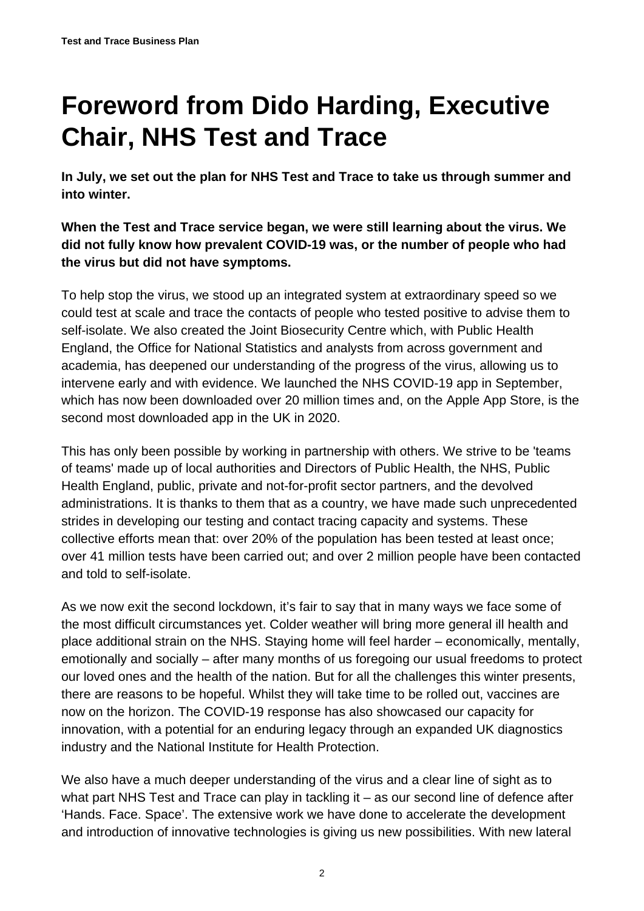# Foreword from Dido Harding, Executive Chair, NHS Test and Trace

**In July, we set out the plan for NHS Test and Trace to take us through summer and into winter.**

**When the Test and Trace service began, we were still learning about the virus. We did not fully know how prevalent COVID-19 was, or the number of people who had the virus but did not have symptoms.**

To help stop the virus, we stood up an integrated system at extraordinary speed so we could test at scale and trace the contacts of people who tested positive to advise them to self-isolate. We also created the Joint Biosecurity Centre which, with Public Health England, the Office for National Statistics and analysts from across government and academia, has deepened our understanding of the progress of the virus, allowing us to intervene early and with evidence. We launched the NHS COVID-19 app in September, which has now been downloaded over 20 million times and, on the Apple App Store, is the second most downloaded app in the UK in 2020.

This has only been possible by working in partnership with others. We strive to be 'teams of teams' made up of local authorities and Directors of Public Health, the NHS, Public Health England, public, private and not-for-profit sector partners, and the devolved administrations. It is thanks to them that as a country, we have made such unprecedented strides in developing our testing and contact tracing capacity and systems. These collective efforts mean that: over 20% of the population has been tested at least once; over 41 million tests have been carried out; and over 2 million people have been contacted and told to self-isolate.

As we now exit the second lockdown, it's fair to say that in many ways we face some of the most difficult circumstances yet. Colder weather will bring more general ill health and place additional strain on the NHS. Staying home will feel harder – economically, mentally, emotionally and socially – after many months of us foregoing our usual freedoms to protect our loved ones and the health of the nation. But for all the challenges this winter presents, there are reasons to be hopeful. Whilst they will take time to be rolled out, vaccines are now on the horizon. The COVID-19 response has also showcased our capacity for innovation, with a potential for an enduring legacy through an expanded UK diagnostics industry and the National Institute for Health Protection.

We also have a much deeper understanding of the virus and a clear line of sight as to what part NHS Test and Trace can play in tackling it – as our second line of defence after 'Hands. Face. Space'. The extensive work we have done to accelerate the development and introduction of innovative technologies is giving us new possibilities. With new lateral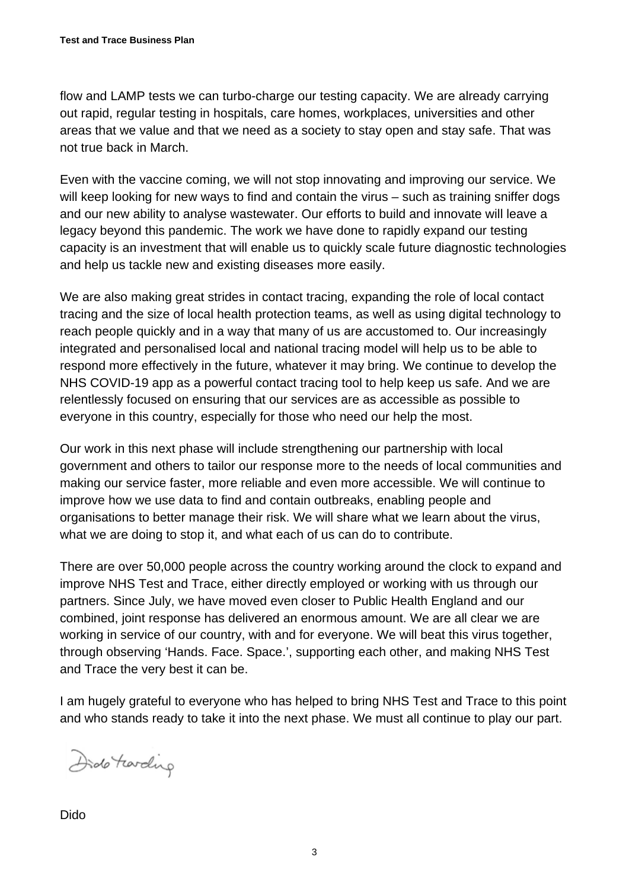flow and LAMP tests we can turbo-charge our testing capacity. We are already carrying out rapid, regular testing in hospitals, care homes, workplaces, universities and other areas that we value and that we need as a society to stay open and stay safe. That was not true back in March.

Even with the vaccine coming, we will not stop innovating and improving our service. We will keep looking for new ways to find and contain the virus – such as training sniffer dogs and our new ability to analyse wastewater. Our efforts to build and innovate will leave a legacy beyond this pandemic. The work we have done to rapidly expand our testing capacity is an investment that will enable us to quickly scale future diagnostic technologies and help us tackle new and existing diseases more easily.

We are also making great strides in contact tracing, expanding the role of local contact tracing and the size of local health protection teams, as well as using digital technology to reach people quickly and in a way that many of us are accustomed to. Our increasingly integrated and personalised local and national tracing model will help us to be able to respond more effectively in the future, whatever it may bring. We continue to develop the NHS COVID-19 app as a powerful contact tracing tool to help keep us safe. And we are relentlessly focused on ensuring that our services are as accessible as possible to everyone in this country, especially for those who need our help the most.

Our work in this next phase will include strengthening our partnership with local government and others to tailor our response more to the needs of local communities and making our service faster, more reliable and even more accessible. We will continue to improve how we use data to find and contain outbreaks, enabling people and organisations to better manage their risk. We will share what we learn about the virus, what we are doing to stop it, and what each of us can do to contribute.

There are over 50,000 people across the country working around the clock to expand and improve NHS Test and Trace, either directly employed or working with us through our partners. Since July, we have moved even closer to Public Health England and our combined, joint response has delivered an enormous amount. We are all clear we are working in service of our country, with and for everyone. We will beat this virus together, through observing 'Hands. Face. Space.', supporting each other, and making NHS Test and Trace the very best it can be.

I am hugely grateful to everyone who has helped to bring NHS Test and Trace to this point and who stands ready to take it into the next phase. We must all continue to play our part.

Dido Harding

Dido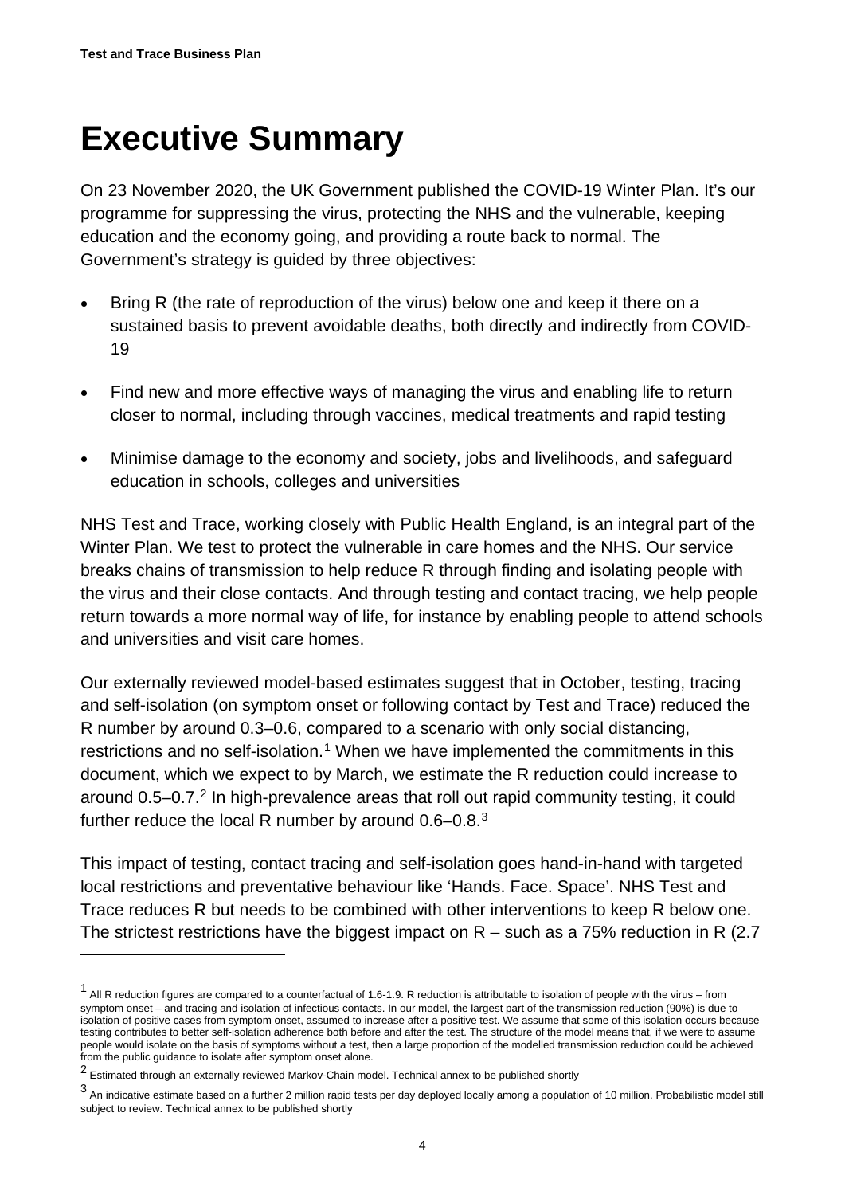# Executive Summary

On 23 November 2020, the UK Government published the COVID-19 Winter Plan. It's our programme for suppressing the virus, protecting the NHS and the vulnerable, keeping education and the economy going, and providing a route back to normal. The Government's strategy is guided by three objectives:

- Bring R (the rate of reproduction of the virus) below one and keep it there on a sustained basis to prevent avoidable deaths, both directly and indirectly from COVID-19
- Find new and more effective ways of managing the virus and enabling life to return closer to normal, including through vaccines, medical treatments and rapid testing
- Minimise damage to the economy and society, jobs and livelihoods, and safeguard education in schools, colleges and universities

NHS Test and Trace, working closely with Public Health England, is an integral part of the Winter Plan. We test to protect the vulnerable in care homes and the NHS. Our service breaks chains of transmission to help reduce R through finding and isolating people with the virus and their close contacts. And through testing and contact tracing, we help people return towards a more normal way of life, for instance by enabling people to attend schools and universities and visit care homes.

Our externally reviewed model-based estimates suggest that in October, testing, tracing and self-isolation (on symptom onset or following contact by Test and Trace) reduced the R number by around 0.3–0.6, compared to a scenario with only social distancing, restrictions and no self-isolation.[1] When we have implemented the commitments in this document, which we expect to by March, we estimate the R reduction could increase to around 0.5–0.7.[2] In high-prevalence areas that roll out rapid community testing, it could further reduce the local R number by around 0.6–0.8.[3]

This impact of testing, contact tracing and self-isolation goes hand-in-hand with targeted local restrictions and preventative behaviour like 'Hands. Face. Space'. NHS Test and Trace reduces R but needs to be combined with other interventions to keep R below one. The strictest restrictions have the biggest impact on R – such as a 75% reduction in R (2.7

---

[1] All R reduction figures are compared to a counterfactual of 1.6-1.9. R reduction is attributable to isolation of people with the virus – from symptom onset – and tracing and isolation of infectious contacts. In our model, the largest part of the transmission reduction (90%) is due to isolation of positive cases from symptom onset, assumed to increase after a positive test. We assume that some of this isolation occurs because testing contributes to better self-isolation adherence both before and after the test. The structure of the model means that, if we were to assume people would isolate on the basis of symptoms without a test, then a large proportion of the modelled transmission reduction could be achieved from the public guidance to isolate after symptom onset alone.

[2] Estimated through an externally reviewed Markov-Chain model. Technical annex to be published shortly

[3] An indicative estimate based on a further 2 million rapid tests per day deployed locally among a population of 10 million. Probabilistic model still subject to review. Technical annex to be published shortly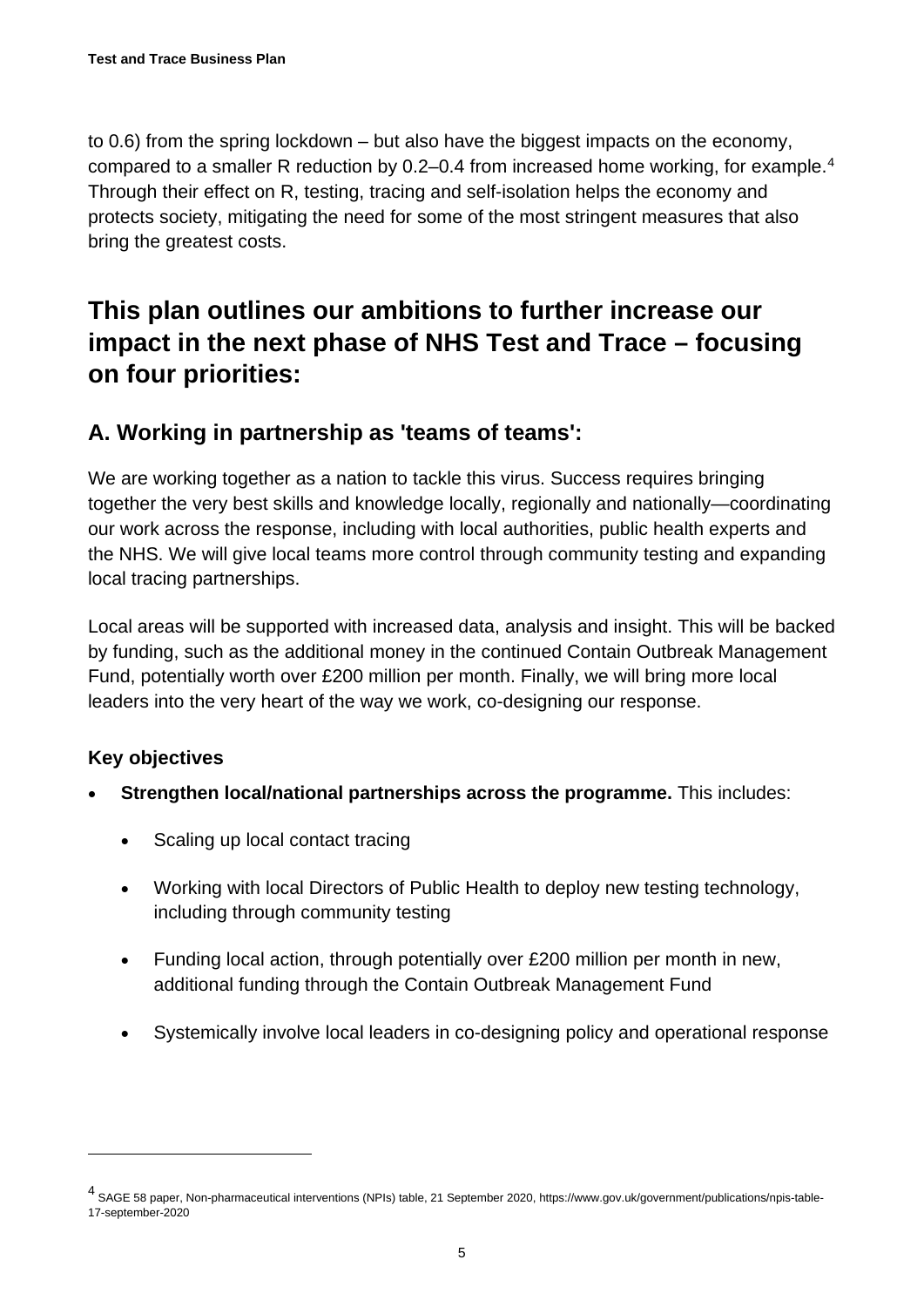to 0.6) from the spring lockdown – but also have the biggest impacts on the economy, compared to a smaller R reduction by 0.2–0.4 from increased home working, for example.[4] Through their effect on R, testing, tracing and self-isolation helps the economy and protects society, mitigating the need for some of the most stringent measures that also bring the greatest costs.

## This plan outlines our ambitions to further increase our impact in the next phase of NHS Test and Trace – focusing on four priorities:

### A. Working in partnership as 'teams of teams':

We are working together as a nation to tackle this virus. Success requires bringing together the very best skills and knowledge locally, regionally and nationally—coordinating our work across the response, including with local authorities, public health experts and the NHS. We will give local teams more control through community testing and expanding local tracing partnerships.

Local areas will be supported with increased data, analysis and insight. This will be backed by funding, such as the additional money in the continued Contain Outbreak Management Fund, potentially worth over £200 million per month. Finally, we will bring more local leaders into the very heart of the way we work, co-designing our response.

#### Key objectives

- **Strengthen local/national partnerships across the programme.** This includes:
  - Scaling up local contact tracing
  - Working with local Directors of Public Health to deploy new testing technology, including through community testing
  - Funding local action, through potentially over £200 million per month in new, additional funding through the Contain Outbreak Management Fund
  - Systemically involve local leaders in co-designing policy and operational response

---

[4] SAGE 58 paper, Non-pharmaceutical interventions (NPIs) table, 21 September 2020, https://www.gov.uk/government/publications/npis-table-17-september-2020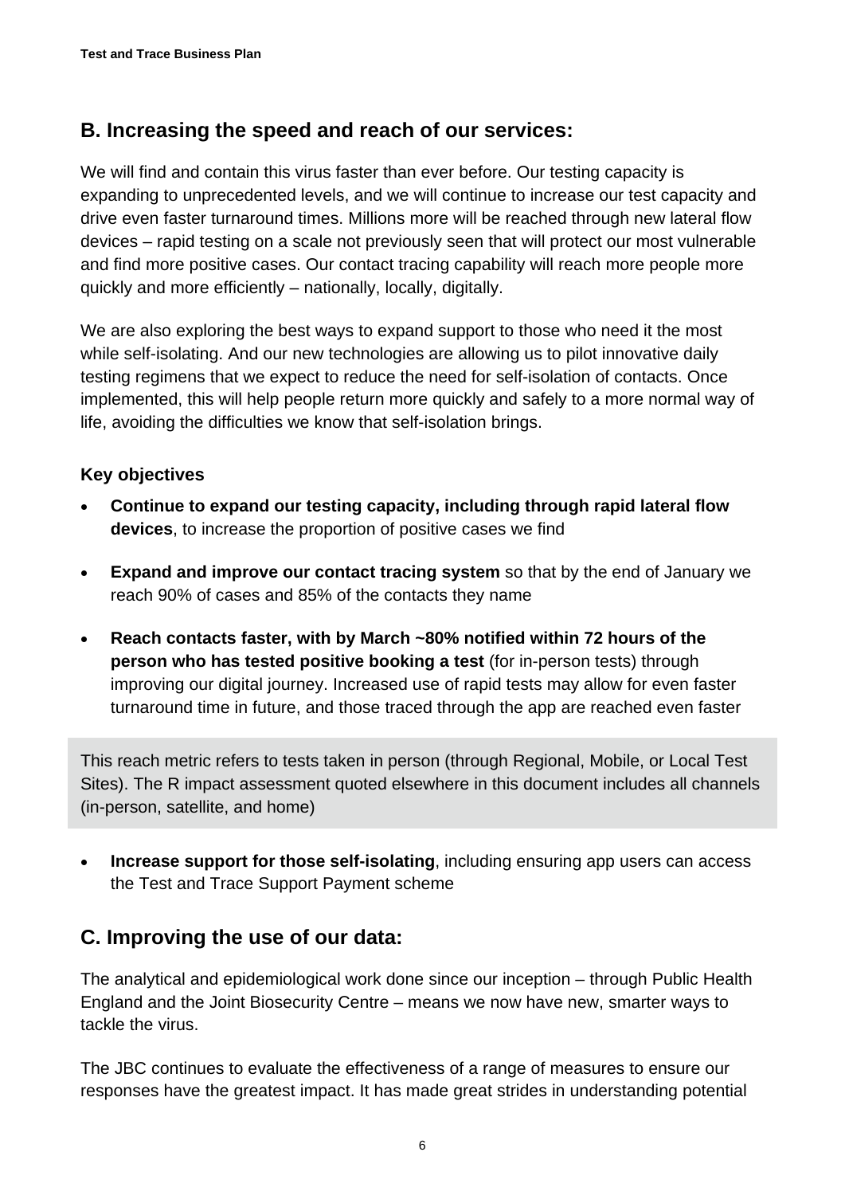## B. Increasing the speed and reach of our services:

We will find and contain this virus faster than ever before. Our testing capacity is expanding to unprecedented levels, and we will continue to increase our test capacity and drive even faster turnaround times. Millions more will be reached through new lateral flow devices – rapid testing on a scale not previously seen that will protect our most vulnerable and find more positive cases. Our contact tracing capability will reach more people more quickly and more efficiently – nationally, locally, digitally.

We are also exploring the best ways to expand support to those who need it the most while self-isolating. And our new technologies are allowing us to pilot innovative daily testing regimens that we expect to reduce the need for self-isolation of contacts. Once implemented, this will help people return more quickly and safely to a more normal way of life, avoiding the difficulties we know that self-isolation brings.

### Key objectives

- **Continue to expand our testing capacity, including through rapid lateral flow devices**, to increase the proportion of positive cases we find
- **Expand and improve our contact tracing system** so that by the end of January we reach 90% of cases and 85% of the contacts they name
- **Reach contacts faster, with by March ~80% notified within 72 hours of the person who has tested positive booking a test** (for in-person tests) through improving our digital journey. Increased use of rapid tests may allow for even faster turnaround time in future, and those traced through the app are reached even faster

This reach metric refers to tests taken in person (through Regional, Mobile, or Local Test Sites). The R impact assessment quoted elsewhere in this document includes all channels (in-person, satellite, and home)

- **Increase support for those self-isolating**, including ensuring app users can access the Test and Trace Support Payment scheme

## C. Improving the use of our data:

The analytical and epidemiological work done since our inception – through Public Health England and the Joint Biosecurity Centre – means we now have new, smarter ways to tackle the virus.

The JBC continues to evaluate the effectiveness of a range of measures to ensure our responses have the greatest impact. It has made great strides in understanding potential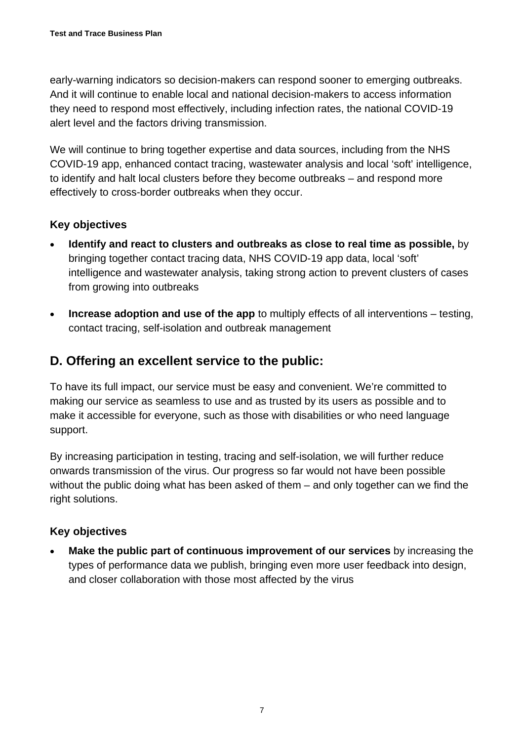early-warning indicators so decision-makers can respond sooner to emerging outbreaks. And it will continue to enable local and national decision-makers to access information they need to respond most effectively, including infection rates, the national COVID-19 alert level and the factors driving transmission.

We will continue to bring together expertise and data sources, including from the NHS COVID-19 app, enhanced contact tracing, wastewater analysis and local 'soft' intelligence, to identify and halt local clusters before they become outbreaks – and respond more effectively to cross-border outbreaks when they occur.

### Key objectives

- **Identify and react to clusters and outbreaks as close to real time as possible,** by bringing together contact tracing data, NHS COVID-19 app data, local 'soft' intelligence and wastewater analysis, taking strong action to prevent clusters of cases from growing into outbreaks
- **Increase adoption and use of the app** to multiply effects of all interventions – testing, contact tracing, self-isolation and outbreak management

## D. Offering an excellent service to the public:

To have its full impact, our service must be easy and convenient. We're committed to making our service as seamless to use and as trusted by its users as possible and to make it accessible for everyone, such as those with disabilities or who need language support.

By increasing participation in testing, tracing and self-isolation, we will further reduce onwards transmission of the virus. Our progress so far would not have been possible without the public doing what has been asked of them – and only together can we find the right solutions.

### Key objectives

- **Make the public part of continuous improvement of our services** by increasing the types of performance data we publish, bringing even more user feedback into design, and closer collaboration with those most affected by the virus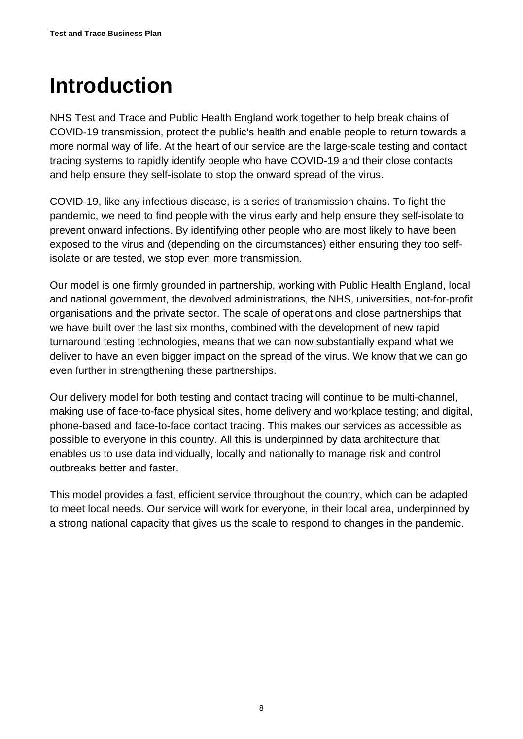# Introduction

NHS Test and Trace and Public Health England work together to help break chains of COVID-19 transmission, protect the public's health and enable people to return towards a more normal way of life. At the heart of our service are the large-scale testing and contact tracing systems to rapidly identify people who have COVID-19 and their close contacts and help ensure they self-isolate to stop the onward spread of the virus.

COVID-19, like any infectious disease, is a series of transmission chains. To fight the pandemic, we need to find people with the virus early and help ensure they self-isolate to prevent onward infections. By identifying other people who are most likely to have been exposed to the virus and (depending on the circumstances) either ensuring they too self-isolate or are tested, we stop even more transmission.

Our model is one firmly grounded in partnership, working with Public Health England, local and national government, the devolved administrations, the NHS, universities, not-for-profit organisations and the private sector. The scale of operations and close partnerships that we have built over the last six months, combined with the development of new rapid turnaround testing technologies, means that we can now substantially expand what we deliver to have an even bigger impact on the spread of the virus. We know that we can go even further in strengthening these partnerships.

Our delivery model for both testing and contact tracing will continue to be multi-channel, making use of face-to-face physical sites, home delivery and workplace testing; and digital, phone-based and face-to-face contact tracing. This makes our services as accessible as possible to everyone in this country. All this is underpinned by data architecture that enables us to use data individually, locally and nationally to manage risk and control outbreaks better and faster.

This model provides a fast, efficient service throughout the country, which can be adapted to meet local needs. Our service will work for everyone, in their local area, underpinned by a strong national capacity that gives us the scale to respond to changes in the pandemic.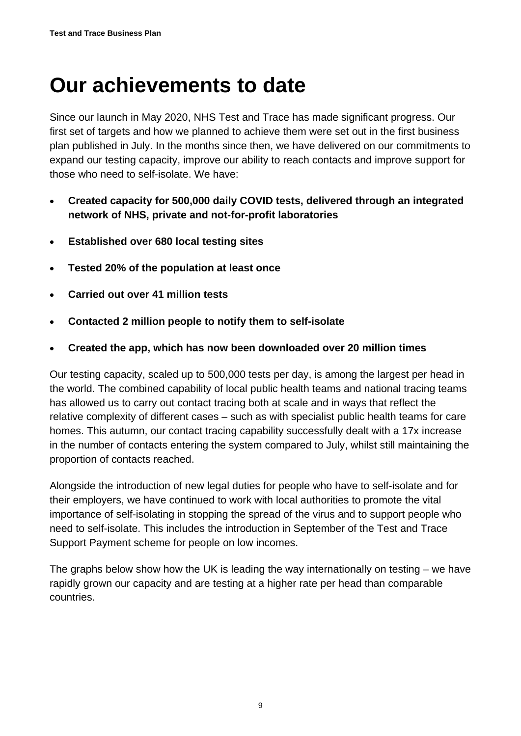# Our achievements to date

Since our launch in May 2020, NHS Test and Trace has made significant progress. Our first set of targets and how we planned to achieve them were set out in the first business plan published in July. In the months since then, we have delivered on our commitments to expand our testing capacity, improve our ability to reach contacts and improve support for those who need to self-isolate. We have:

- **Created capacity for 500,000 daily COVID tests, delivered through an integrated network of NHS, private and not-for-profit laboratories**
- **Established over 680 local testing sites**
- **Tested 20% of the population at least once**
- **Carried out over 41 million tests**
- **Contacted 2 million people to notify them to self-isolate**
- **Created the app, which has now been downloaded over 20 million times**

Our testing capacity, scaled up to 500,000 tests per day, is among the largest per head in the world. The combined capability of local public health teams and national tracing teams has allowed us to carry out contact tracing both at scale and in ways that reflect the relative complexity of different cases – such as with specialist public health teams for care homes. This autumn, our contact tracing capability successfully dealt with a 17x increase in the number of contacts entering the system compared to July, whilst still maintaining the proportion of contacts reached.

Alongside the introduction of new legal duties for people who have to self-isolate and for their employers, we have continued to work with local authorities to promote the vital importance of self-isolating in stopping the spread of the virus and to support people who need to self-isolate. This includes the introduction in September of the Test and Trace Support Payment scheme for people on low incomes.

The graphs below show how the UK is leading the way internationally on testing – we have rapidly grown our capacity and are testing at a higher rate per head than comparable countries.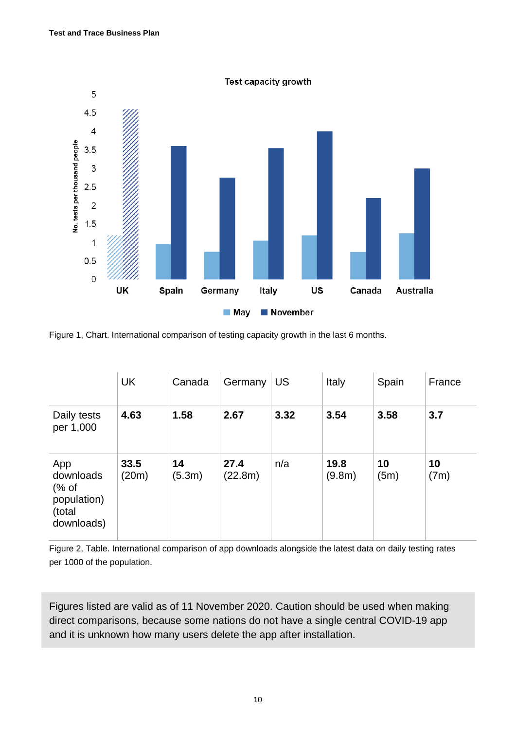Figure 1, Chart. International comparison of testing capacity growth in the last 6 months.

| | UK | Canada | Germany | US | Italy | Spain | France |
|---|---|---|---|---|---|---|---|
| Daily tests per 1,000 | **4.63** | **1.58** | **2.67** | **3.32** | **3.54** | **3.58** | **3.7** |
| App downloads (% of population) (total downloads) | **33.5** (20m) | **14** (5.3m) | **27.4** (22.8m) | n/a | **19.8** (9.8m) | **10** (5m) | **10** (7m) |

Figure 2, Table. International comparison of app downloads alongside the latest data on daily testing rates per 1000 of the population.

Figures listed are valid as of 11 November 2020. Caution should be used when making direct comparisons, because some nations do not have a single central COVID-19 app and it is unknown how many users delete the app after installation.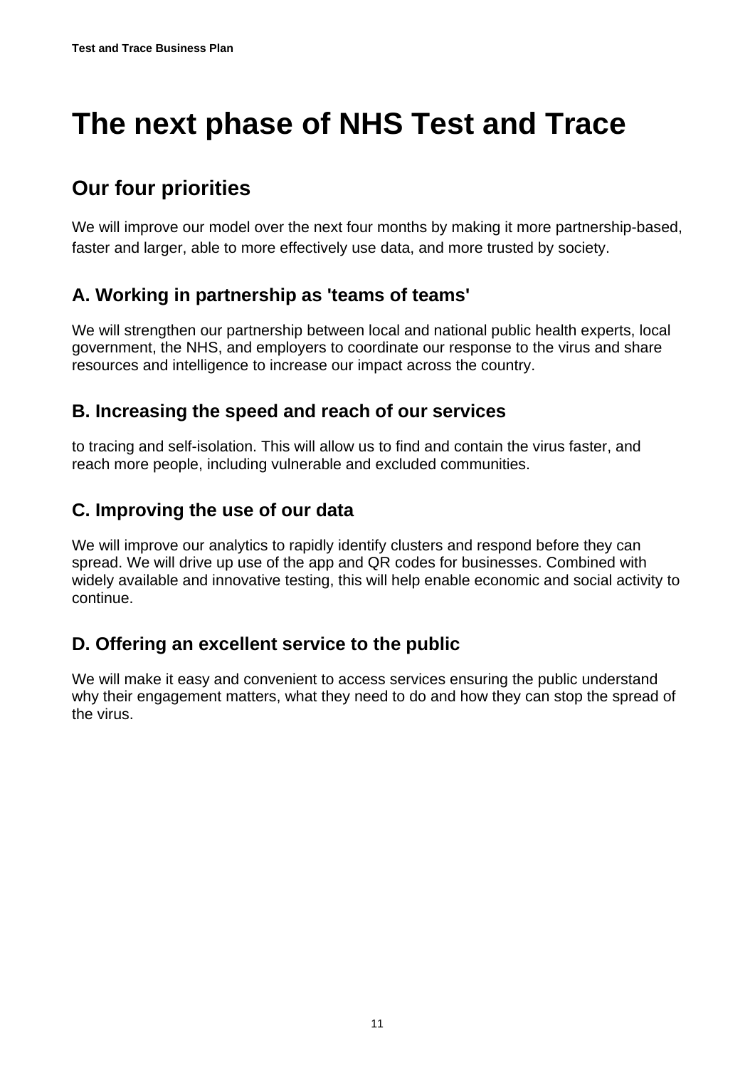# The next phase of NHS Test and Trace

## Our four priorities

We will improve our model over the next four months by making it more partnership-based, faster and larger, able to more effectively use data, and more trusted by society.

### A. Working in partnership as 'teams of teams'

We will strengthen our partnership between local and national public health experts, local government, the NHS, and employers to coordinate our response to the virus and share resources and intelligence to increase our impact across the country.

### B. Increasing the speed and reach of our services

to tracing and self-isolation. This will allow us to find and contain the virus faster, and reach more people, including vulnerable and excluded communities.

### C. Improving the use of our data

We will improve our analytics to rapidly identify clusters and respond before they can spread. We will drive up use of the app and QR codes for businesses. Combined with widely available and innovative testing, this will help enable economic and social activity to continue.

### D. Offering an excellent service to the public

We will make it easy and convenient to access services ensuring the public understand why their engagement matters, what they need to do and how they can stop the spread of the virus.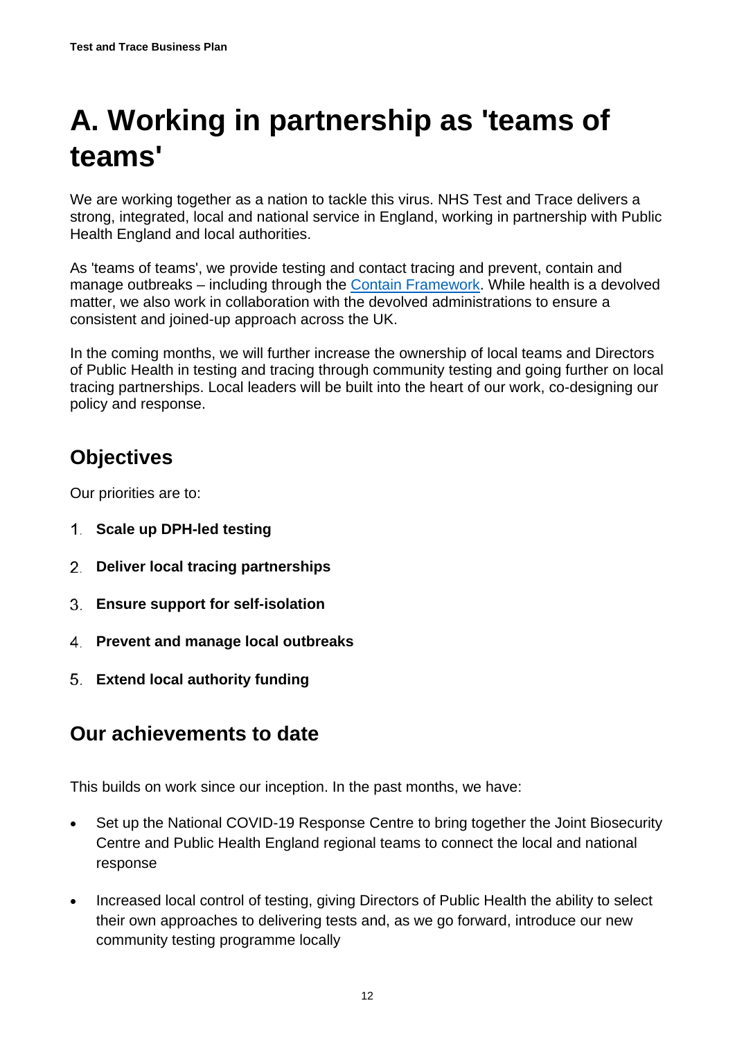# A. Working in partnership as 'teams of teams'

We are working together as a nation to tackle this virus. NHS Test and Trace delivers a strong, integrated, local and national service in England, working in partnership with Public Health England and local authorities.

As 'teams of teams', we provide testing and contact tracing and prevent, contain and manage outbreaks – including through the Contain Framework. While health is a devolved matter, we also work in collaboration with the devolved administrations to ensure a consistent and joined-up approach across the UK.

In the coming months, we will further increase the ownership of local teams and Directors of Public Health in testing and tracing through community testing and going further on local tracing partnerships. Local leaders will be built into the heart of our work, co-designing our policy and response.

## Objectives

Our priorities are to:

1. **Scale up DPH-led testing**
2. **Deliver local tracing partnerships**
3. **Ensure support for self-isolation**
4. **Prevent and manage local outbreaks**
5. **Extend local authority funding**

## Our achievements to date

This builds on work since our inception. In the past months, we have:

- Set up the National COVID-19 Response Centre to bring together the Joint Biosecurity Centre and Public Health England regional teams to connect the local and national response
- Increased local control of testing, giving Directors of Public Health the ability to select their own approaches to delivering tests and, as we go forward, introduce our new community testing programme locally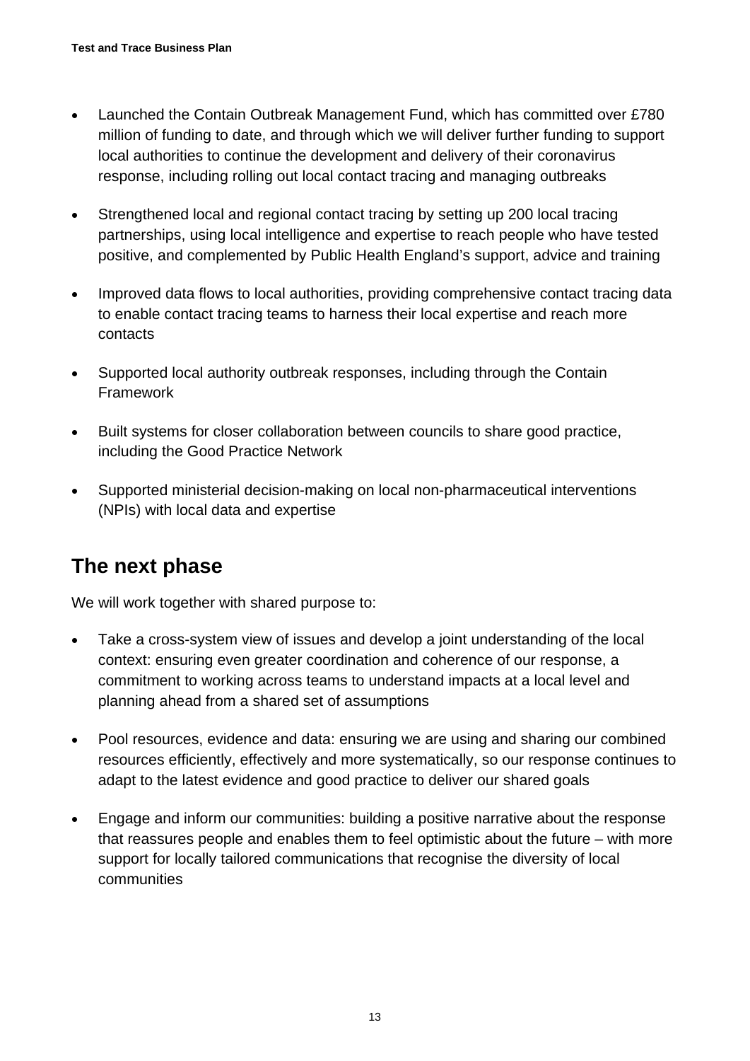- Launched the Contain Outbreak Management Fund, which has committed over £780 million of funding to date, and through which we will deliver further funding to support local authorities to continue the development and delivery of their coronavirus response, including rolling out local contact tracing and managing outbreaks
- Strengthened local and regional contact tracing by setting up 200 local tracing partnerships, using local intelligence and expertise to reach people who have tested positive, and complemented by Public Health England's support, advice and training
- Improved data flows to local authorities, providing comprehensive contact tracing data to enable contact tracing teams to harness their local expertise and reach more contacts
- Supported local authority outbreak responses, including through the Contain Framework
- Built systems for closer collaboration between councils to share good practice, including the Good Practice Network
- Supported ministerial decision-making on local non-pharmaceutical interventions (NPIs) with local data and expertise

## The next phase

We will work together with shared purpose to:

- Take a cross-system view of issues and develop a joint understanding of the local context: ensuring even greater coordination and coherence of our response, a commitment to working across teams to understand impacts at a local level and planning ahead from a shared set of assumptions
- Pool resources, evidence and data: ensuring we are using and sharing our combined resources efficiently, effectively and more systematically, so our response continues to adapt to the latest evidence and good practice to deliver our shared goals
- Engage and inform our communities: building a positive narrative about the response that reassures people and enables them to feel optimistic about the future – with more support for locally tailored communications that recognise the diversity of local communities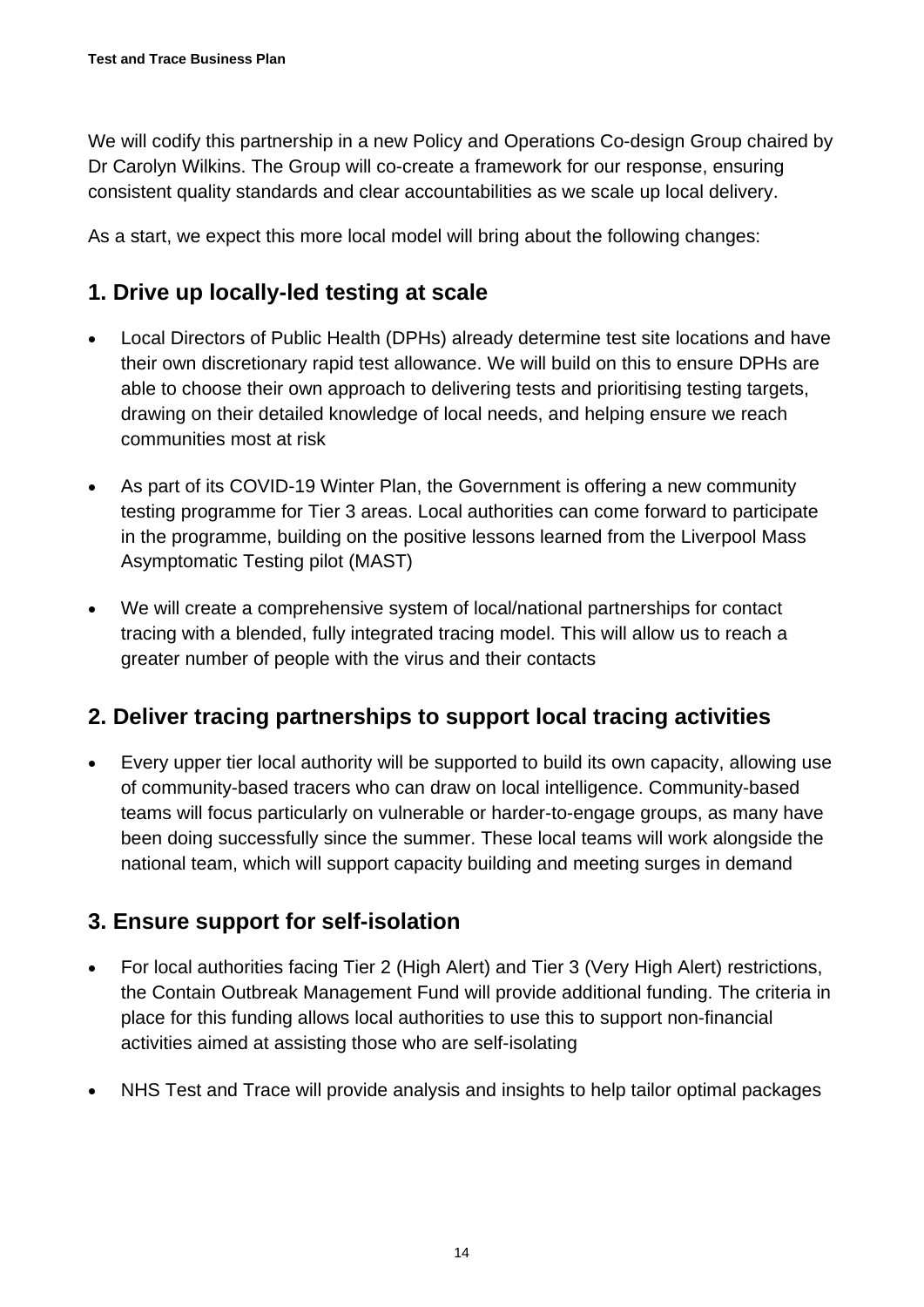We will codify this partnership in a new Policy and Operations Co-design Group chaired by Dr Carolyn Wilkins. The Group will co-create a framework for our response, ensuring consistent quality standards and clear accountabilities as we scale up local delivery.

As a start, we expect this more local model will bring about the following changes:

## 1. Drive up locally-led testing at scale

- Local Directors of Public Health (DPHs) already determine test site locations and have their own discretionary rapid test allowance. We will build on this to ensure DPHs are able to choose their own approach to delivering tests and prioritising testing targets, drawing on their detailed knowledge of local needs, and helping ensure we reach communities most at risk
- As part of its COVID-19 Winter Plan, the Government is offering a new community testing programme for Tier 3 areas. Local authorities can come forward to participate in the programme, building on the positive lessons learned from the Liverpool Mass Asymptomatic Testing pilot (MAST)
- We will create a comprehensive system of local/national partnerships for contact tracing with a blended, fully integrated tracing model. This will allow us to reach a greater number of people with the virus and their contacts

## 2. Deliver tracing partnerships to support local tracing activities

- Every upper tier local authority will be supported to build its own capacity, allowing use of community-based tracers who can draw on local intelligence. Community-based teams will focus particularly on vulnerable or harder-to-engage groups, as many have been doing successfully since the summer. These local teams will work alongside the national team, which will support capacity building and meeting surges in demand

## 3. Ensure support for self-isolation

- For local authorities facing Tier 2 (High Alert) and Tier 3 (Very High Alert) restrictions, the Contain Outbreak Management Fund will provide additional funding. The criteria in place for this funding allows local authorities to use this to support non-financial activities aimed at assisting those who are self-isolating
- NHS Test and Trace will provide analysis and insights to help tailor optimal packages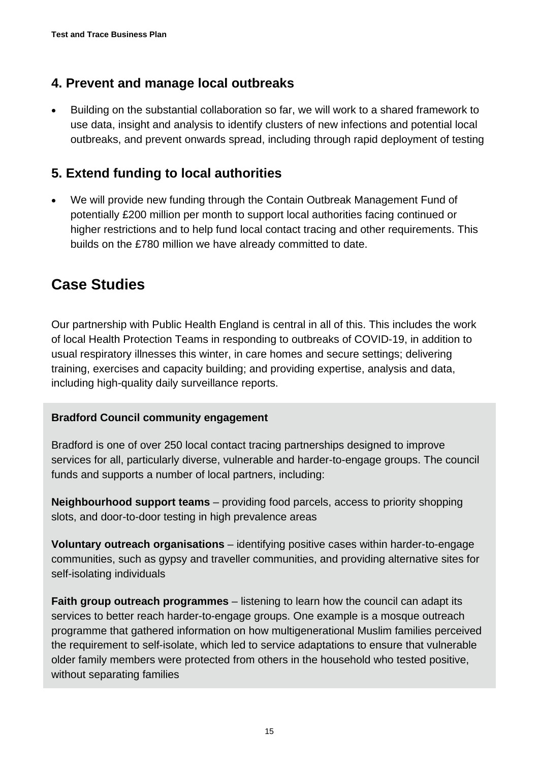## 4. Prevent and manage local outbreaks

- Building on the substantial collaboration so far, we will work to a shared framework to use data, insight and analysis to identify clusters of new infections and potential local outbreaks, and prevent onwards spread, including through rapid deployment of testing

## 5. Extend funding to local authorities

- We will provide new funding through the Contain Outbreak Management Fund of potentially £200 million per month to support local authorities facing continued or higher restrictions and to help fund local contact tracing and other requirements. This builds on the £780 million we have already committed to date.

# Case Studies

Our partnership with Public Health England is central in all of this. This includes the work of local Health Protection Teams in responding to outbreaks of COVID-19, in addition to usual respiratory illnesses this winter, in care homes and secure settings; delivering training, exercises and capacity building; and providing expertise, analysis and data, including high-quality daily surveillance reports.

**Bradford Council community engagement**

Bradford is one of over 250 local contact tracing partnerships designed to improve services for all, particularly diverse, vulnerable and harder-to-engage groups. The council funds and supports a number of local partners, including:

**Neighbourhood support teams** – providing food parcels, access to priority shopping slots, and door-to-door testing in high prevalence areas

**Voluntary outreach organisations** – identifying positive cases within harder-to-engage communities, such as gypsy and traveller communities, and providing alternative sites for self-isolating individuals

**Faith group outreach programmes** – listening to learn how the council can adapt its services to better reach harder-to-engage groups. One example is a mosque outreach programme that gathered information on how multigenerational Muslim families perceived the requirement to self-isolate, which led to service adaptations to ensure that vulnerable older family members were protected from others in the household who tested positive, without separating families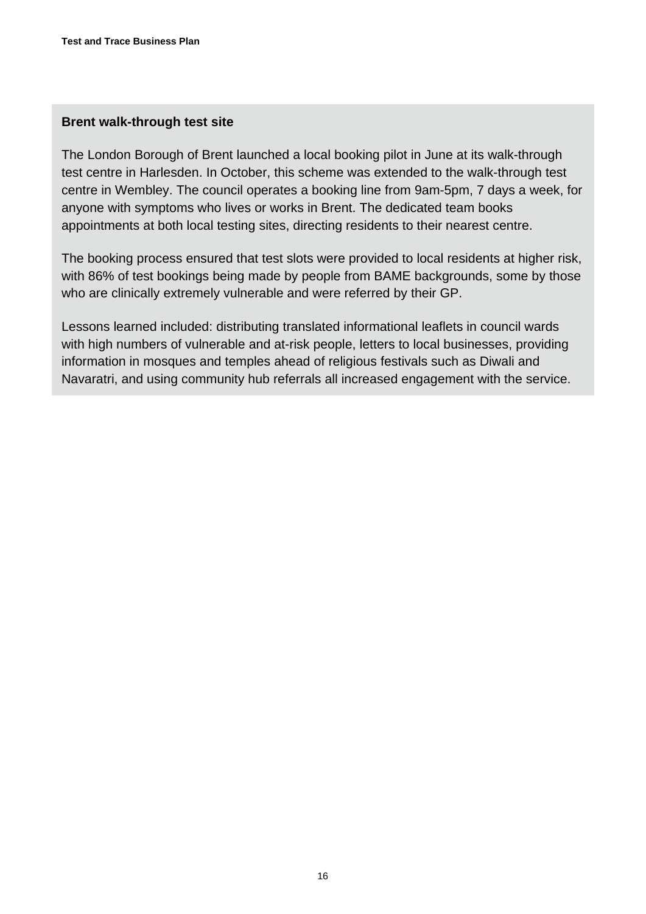**Brent walk-through test site**

The London Borough of Brent launched a local booking pilot in June at its walk-through test centre in Harlesden. In October, this scheme was extended to the walk-through test centre in Wembley. The council operates a booking line from 9am-5pm, 7 days a week, for anyone with symptoms who lives or works in Brent. The dedicated team books appointments at both local testing sites, directing residents to their nearest centre.

The booking process ensured that test slots were provided to local residents at higher risk, with 86% of test bookings being made by people from BAME backgrounds, some by those who are clinically extremely vulnerable and were referred by their GP.

Lessons learned included: distributing translated informational leaflets in council wards with high numbers of vulnerable and at-risk people, letters to local businesses, providing information in mosques and temples ahead of religious festivals such as Diwali and Navaratri, and using community hub referrals all increased engagement with the service.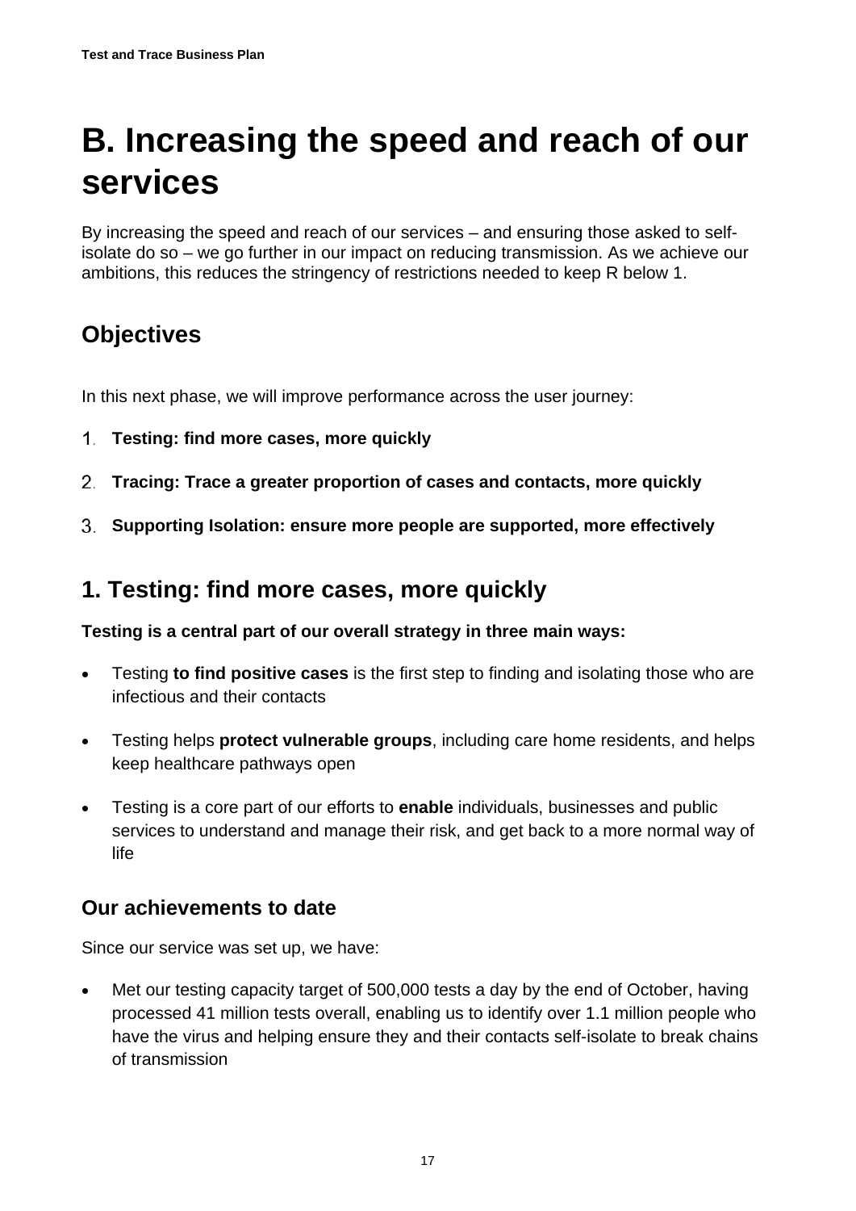# B. Increasing the speed and reach of our services

By increasing the speed and reach of our services – and ensuring those asked to self-isolate do so – we go further in our impact on reducing transmission. As we achieve our ambitions, this reduces the stringency of restrictions needed to keep R below 1.

## Objectives

In this next phase, we will improve performance across the user journey:

1. **Testing: find more cases, more quickly**
2. **Tracing: Trace a greater proportion of cases and contacts, more quickly**
3. **Supporting Isolation: ensure more people are supported, more effectively**

## 1. Testing: find more cases, more quickly

**Testing is a central part of our overall strategy in three main ways:**

- Testing **to find positive cases** is the first step to finding and isolating those who are infectious and their contacts
- Testing helps **protect vulnerable groups**, including care home residents, and helps keep healthcare pathways open
- Testing is a core part of our efforts to **enable** individuals, businesses and public services to understand and manage their risk, and get back to a more normal way of life

### Our achievements to date

Since our service was set up, we have:

- Met our testing capacity target of 500,000 tests a day by the end of October, having processed 41 million tests overall, enabling us to identify over 1.1 million people who have the virus and helping ensure they and their contacts self-isolate to break chains of transmission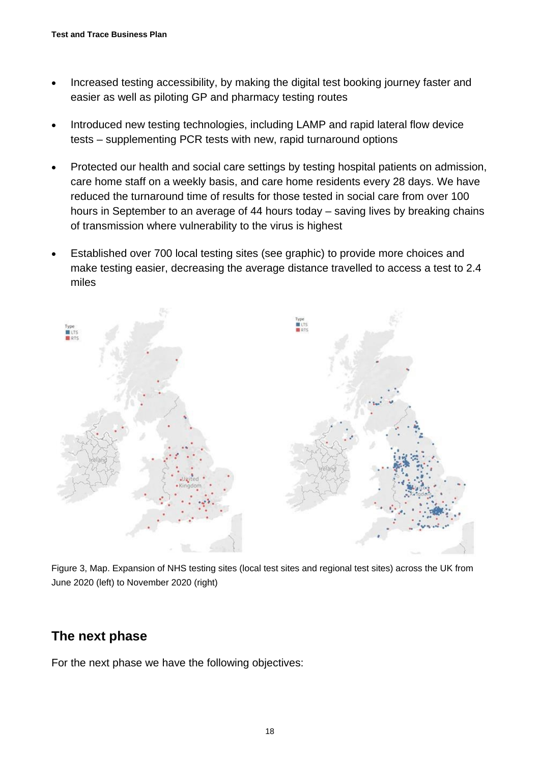- Increased testing accessibility, by making the digital test booking journey faster and easier as well as piloting GP and pharmacy testing routes
- Introduced new testing technologies, including LAMP and rapid lateral flow device tests – supplementing PCR tests with new, rapid turnaround options
- Protected our health and social care settings by testing hospital patients on admission, care home staff on a weekly basis, and care home residents every 28 days. We have reduced the turnaround time of results for those tested in social care from over 100 hours in September to an average of 44 hours today – saving lives by breaking chains of transmission where vulnerability to the virus is highest
- Established over 700 local testing sites (see graphic) to provide more choices and make testing easier, decreasing the average distance travelled to access a test to 2.4 miles

Figure 3, Map. Expansion of NHS testing sites (local test sites and regional test sites) across the UK from June 2020 (left) to November 2020 (right)

## The next phase

For the next phase we have the following objectives: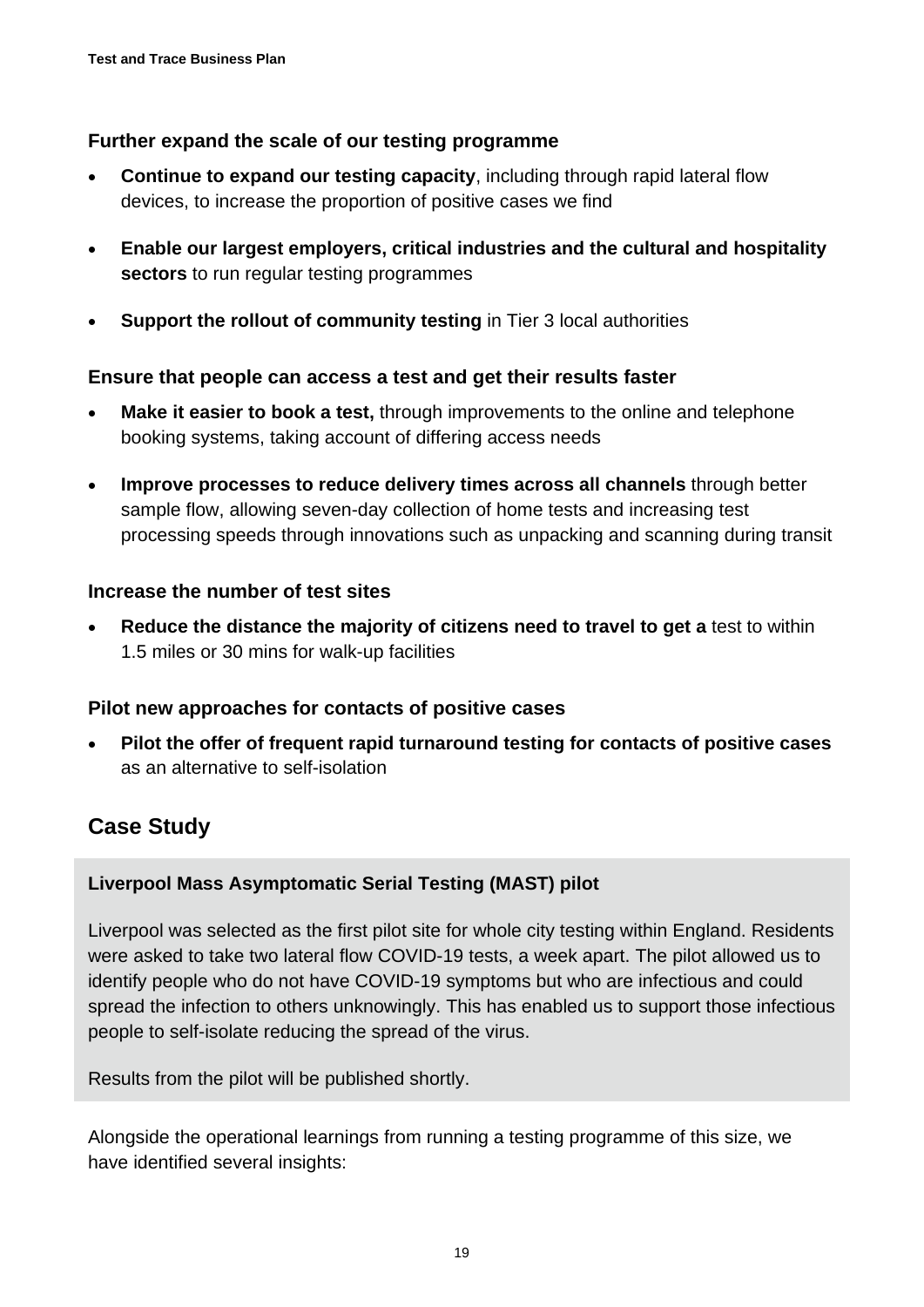### Further expand the scale of our testing programme

- **Continue to expand our testing capacity**, including through rapid lateral flow devices, to increase the proportion of positive cases we find
- **Enable our largest employers, critical industries and the cultural and hospitality sectors** to run regular testing programmes
- **Support the rollout of community testing** in Tier 3 local authorities

### Ensure that people can access a test and get their results faster

- **Make it easier to book a test,** through improvements to the online and telephone booking systems, taking account of differing access needs
- **Improve processes to reduce delivery times across all channels** through better sample flow, allowing seven-day collection of home tests and increasing test processing speeds through innovations such as unpacking and scanning during transit

### Increase the number of test sites

- **Reduce the distance the majority of citizens need to travel to get a** test to within 1.5 miles or 30 mins for walk-up facilities

### Pilot new approaches for contacts of positive cases

- **Pilot the offer of frequent rapid turnaround testing for contacts of positive cases** as an alternative to self-isolation

## Case Study

**Liverpool Mass Asymptomatic Serial Testing (MAST) pilot**

Liverpool was selected as the first pilot site for whole city testing within England. Residents were asked to take two lateral flow COVID-19 tests, a week apart. The pilot allowed us to identify people who do not have COVID-19 symptoms but who are infectious and could spread the infection to others unknowingly. This has enabled us to support those infectious people to self-isolate reducing the spread of the virus.

Results from the pilot will be published shortly.

Alongside the operational learnings from running a testing programme of this size, we have identified several insights: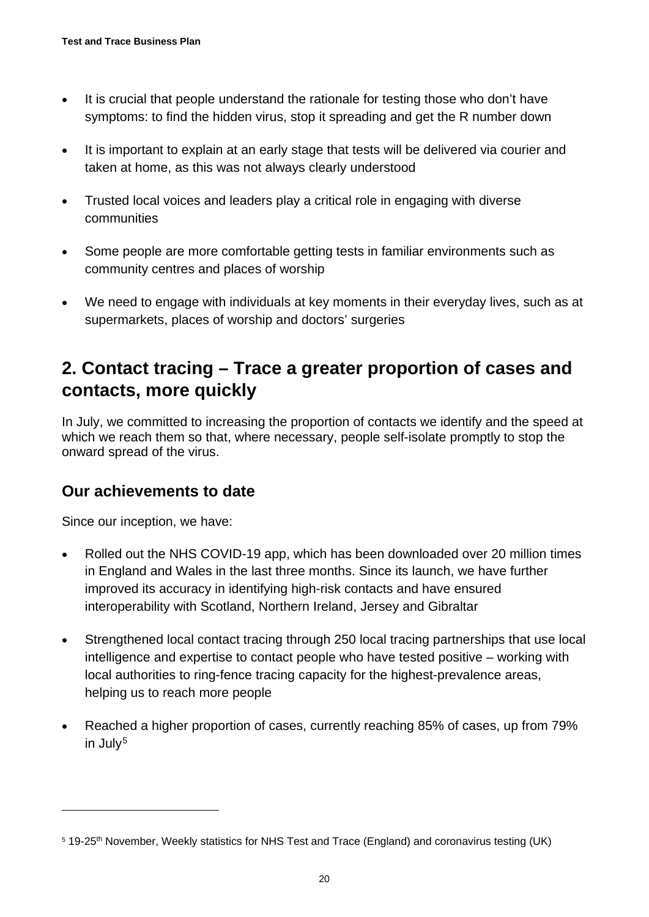- It is crucial that people understand the rationale for testing those who don't have symptoms: to find the hidden virus, stop it spreading and get the R number down
- It is important to explain at an early stage that tests will be delivered via courier and taken at home, as this was not always clearly understood
- Trusted local voices and leaders play a critical role in engaging with diverse communities
- Some people are more comfortable getting tests in familiar environments such as community centres and places of worship
- We need to engage with individuals at key moments in their everyday lives, such as at supermarkets, places of worship and doctors' surgeries

## 2. Contact tracing – Trace a greater proportion of cases and contacts, more quickly

In July, we committed to increasing the proportion of contacts we identify and the speed at which we reach them so that, where necessary, people self-isolate promptly to stop the onward spread of the virus.

### Our achievements to date

Since our inception, we have:

- Rolled out the NHS COVID-19 app, which has been downloaded over 20 million times in England and Wales in the last three months. Since its launch, we have further improved its accuracy in identifying high-risk contacts and have ensured interoperability with Scotland, Northern Ireland, Jersey and Gibraltar
- Strengthened local contact tracing through 250 local tracing partnerships that use local intelligence and expertise to contact people who have tested positive – working with local authorities to ring-fence tracing capacity for the highest-prevalence areas, helping us to reach more people
- Reached a higher proportion of cases, currently reaching 85% of cases, up from 79% in July[5]

---

[5] 19-25th November, Weekly statistics for NHS Test and Trace (England) and coronavirus testing (UK)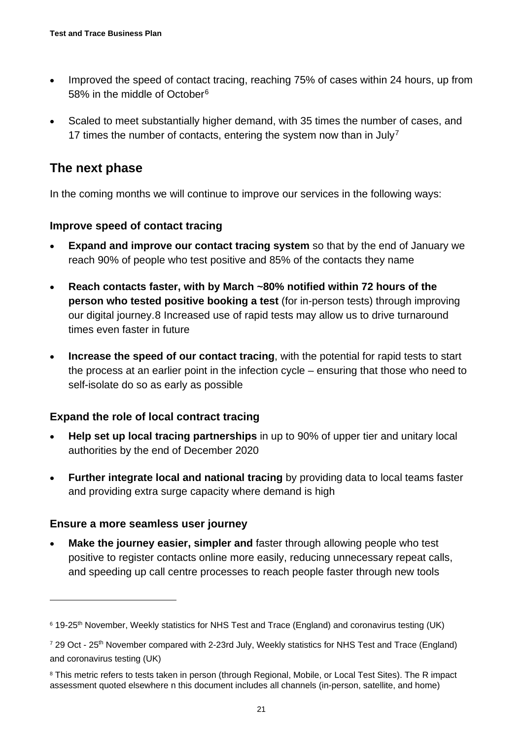- Improved the speed of contact tracing, reaching 75% of cases within 24 hours, up from 58% in the middle of October[6]
- Scaled to meet substantially higher demand, with 35 times the number of cases, and 17 times the number of contacts, entering the system now than in July[7]

## The next phase

In the coming months we will continue to improve our services in the following ways:

### Improve speed of contact tracing

- **Expand and improve our contact tracing system** so that by the end of January we reach 90% of people who test positive and 85% of the contacts they name
- **Reach contacts faster, with by March ~80% notified within 72 hours of the person who tested positive booking a test** (for in-person tests) through improving our digital journey.8 Increased use of rapid tests may allow us to drive turnaround times even faster in future
- **Increase the speed of our contact tracing**, with the potential for rapid tests to start the process at an earlier point in the infection cycle – ensuring that those who need to self-isolate do so as early as possible

### Expand the role of local contract tracing

- **Help set up local tracing partnerships** in up to 90% of upper tier and unitary local authorities by the end of December 2020
- **Further integrate local and national tracing** by providing data to local teams faster and providing extra surge capacity where demand is high

### Ensure a more seamless user journey

- **Make the journey easier, simpler and** faster through allowing people who test positive to register contacts online more easily, reducing unnecessary repeat calls, and speeding up call centre processes to reach people faster through new tools

---

[6] 19-25th November, Weekly statistics for NHS Test and Trace (England) and coronavirus testing (UK)

[7] 29 Oct - 25th November compared with 2-23rd July, Weekly statistics for NHS Test and Trace (England) and coronavirus testing (UK)

[8] This metric refers to tests taken in person (through Regional, Mobile, or Local Test Sites). The R impact assessment quoted elsewhere n this document includes all channels (in-person, satellite, and home)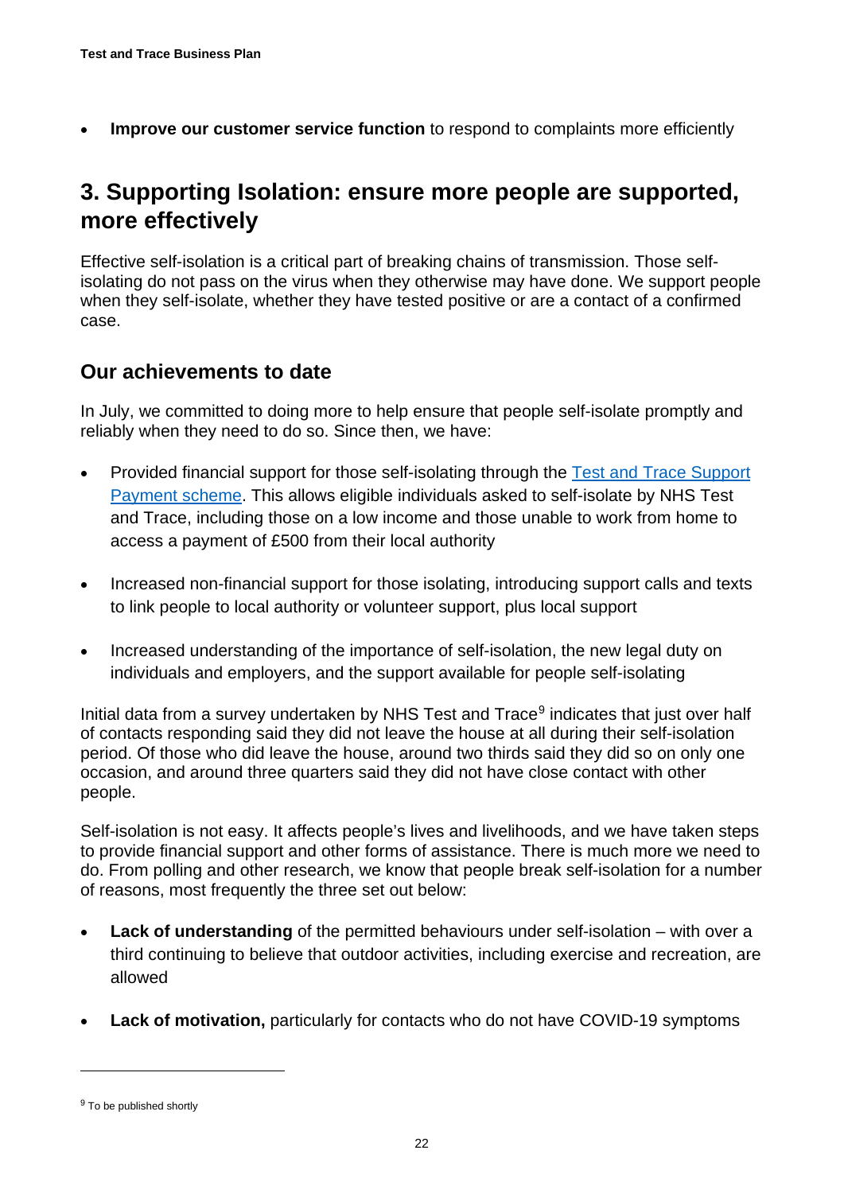- **Improve our customer service function** to respond to complaints more efficiently

## 3. Supporting Isolation: ensure more people are supported, more effectively

Effective self-isolation is a critical part of breaking chains of transmission. Those self-isolating do not pass on the virus when they otherwise may have done. We support people when they self-isolate, whether they have tested positive or are a contact of a confirmed case.

### Our achievements to date

In July, we committed to doing more to help ensure that people self-isolate promptly and reliably when they need to do so. Since then, we have:

- Provided financial support for those self-isolating through the [Test and Trace Support Payment scheme](). This allows eligible individuals asked to self-isolate by NHS Test and Trace, including those on a low income and those unable to work from home to access a payment of £500 from their local authority
- Increased non-financial support for those isolating, introducing support calls and texts to link people to local authority or volunteer support, plus local support
- Increased understanding of the importance of self-isolation, the new legal duty on individuals and employers, and the support available for people self-isolating

Initial data from a survey undertaken by NHS Test and Trace[9] indicates that just over half of contacts responding said they did not leave the house at all during their self-isolation period. Of those who did leave the house, around two thirds said they did so on only one occasion, and around three quarters said they did not have close contact with other people.

Self-isolation is not easy. It affects people's lives and livelihoods, and we have taken steps to provide financial support and other forms of assistance. There is much more we need to do. From polling and other research, we know that people break self-isolation for a number of reasons, most frequently the three set out below:

- **Lack of understanding** of the permitted behaviours under self-isolation – with over a third continuing to believe that outdoor activities, including exercise and recreation, are allowed
- **Lack of motivation,** particularly for contacts who do not have COVID-19 symptoms

[9] To be published shortly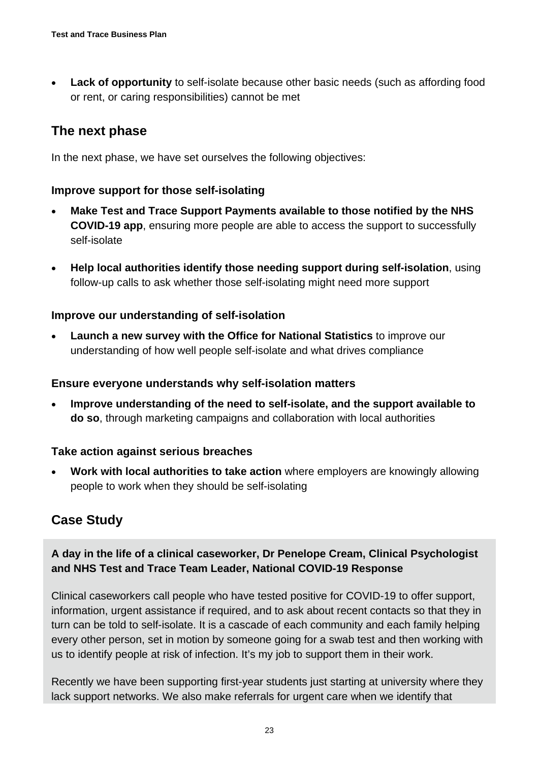- **Lack of opportunity** to self-isolate because other basic needs (such as affording food or rent, or caring responsibilities) cannot be met

## The next phase

In the next phase, we have set ourselves the following objectives:

### Improve support for those self-isolating

- **Make Test and Trace Support Payments available to those notified by the NHS COVID-19 app**, ensuring more people are able to access the support to successfully self-isolate
- **Help local authorities identify those needing support during self-isolation**, using follow-up calls to ask whether those self-isolating might need more support

### Improve our understanding of self-isolation

- **Launch a new survey with the Office for National Statistics** to improve our understanding of how well people self-isolate and what drives compliance

### Ensure everyone understands why self-isolation matters

- **Improve understanding of the need to self-isolate, and the support available to do so**, through marketing campaigns and collaboration with local authorities

### Take action against serious breaches

- **Work with local authorities to take action** where employers are knowingly allowing people to work when they should be self-isolating

## Case Study

**A day in the life of a clinical caseworker, Dr Penelope Cream, Clinical Psychologist and NHS Test and Trace Team Leader, National COVID-19 Response**

Clinical caseworkers call people who have tested positive for COVID-19 to offer support, information, urgent assistance if required, and to ask about recent contacts so that they in turn can be told to self-isolate. It is a cascade of each community and each family helping every other person, set in motion by someone going for a swab test and then working with us to identify people at risk of infection. It's my job to support them in their work.

Recently we have been supporting first-year students just starting at university where they lack support networks. We also make referrals for urgent care when we identify that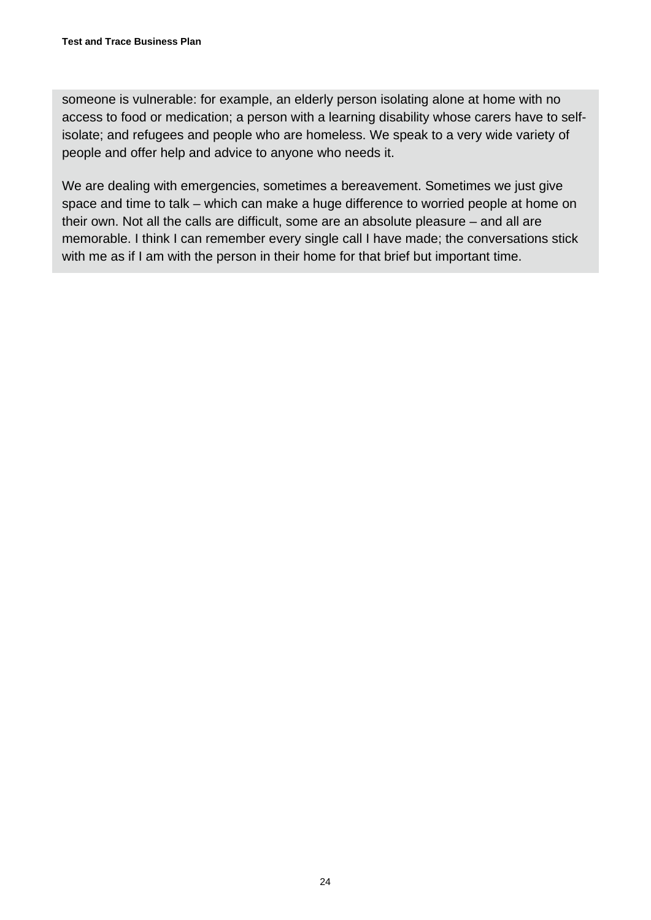someone is vulnerable: for example, an elderly person isolating alone at home with no access to food or medication; a person with a learning disability whose carers have to self-isolate; and refugees and people who are homeless. We speak to a very wide variety of people and offer help and advice to anyone who needs it.

We are dealing with emergencies, sometimes a bereavement. Sometimes we just give space and time to talk – which can make a huge difference to worried people at home on their own. Not all the calls are difficult, some are an absolute pleasure – and all are memorable. I think I can remember every single call I have made; the conversations stick with me as if I am with the person in their home for that brief but important time.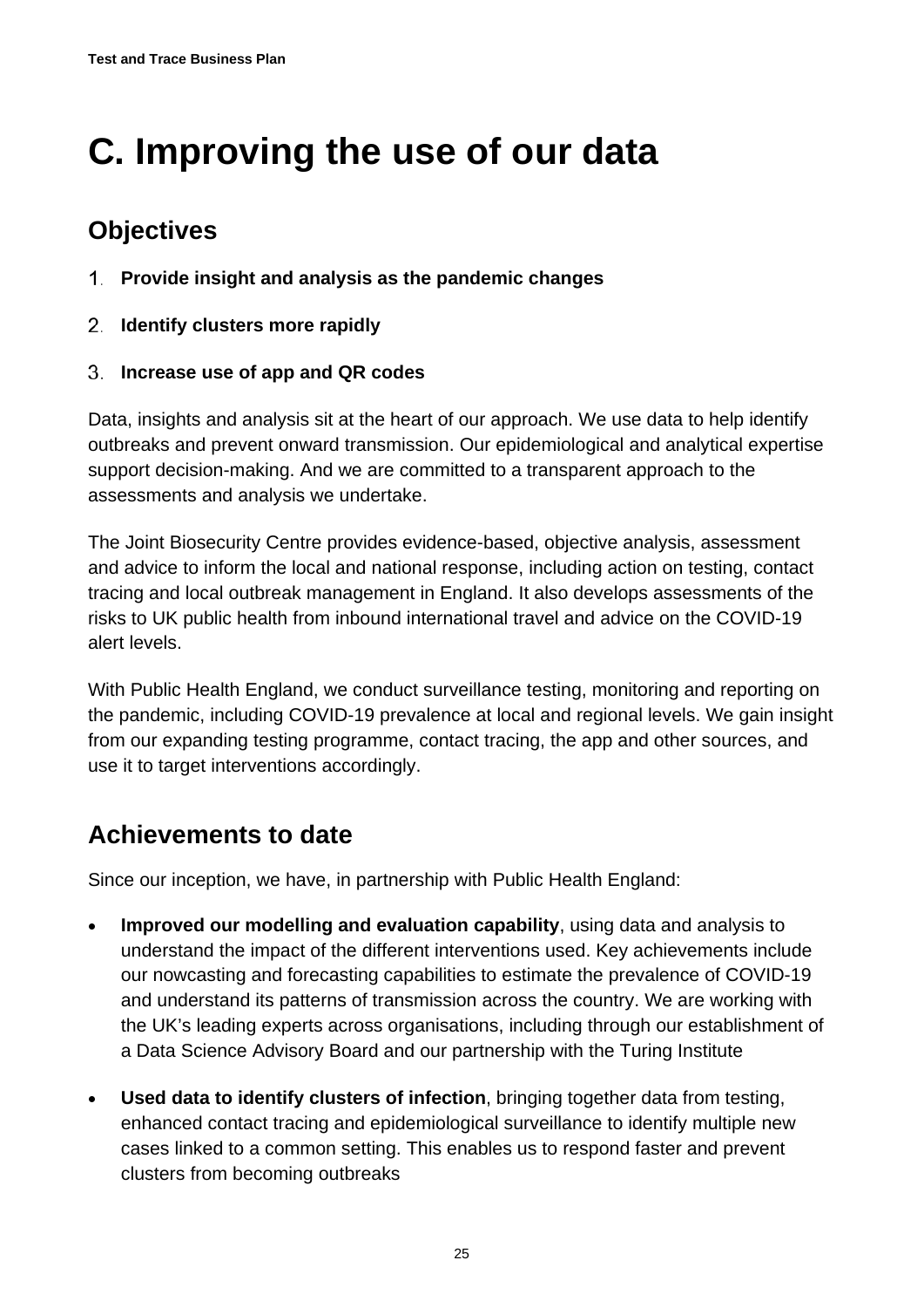# C. Improving the use of our data

## Objectives

1. **Provide insight and analysis as the pandemic changes**
2. **Identify clusters more rapidly**
3. **Increase use of app and QR codes**

Data, insights and analysis sit at the heart of our approach. We use data to help identify outbreaks and prevent onward transmission. Our epidemiological and analytical expertise support decision-making. And we are committed to a transparent approach to the assessments and analysis we undertake.

The Joint Biosecurity Centre provides evidence-based, objective analysis, assessment and advice to inform the local and national response, including action on testing, contact tracing and local outbreak management in England. It also develops assessments of the risks to UK public health from inbound international travel and advice on the COVID-19 alert levels.

With Public Health England, we conduct surveillance testing, monitoring and reporting on the pandemic, including COVID-19 prevalence at local and regional levels. We gain insight from our expanding testing programme, contact tracing, the app and other sources, and use it to target interventions accordingly.

## Achievements to date

Since our inception, we have, in partnership with Public Health England:

- **Improved our modelling and evaluation capability**, using data and analysis to understand the impact of the different interventions used. Key achievements include our nowcasting and forecasting capabilities to estimate the prevalence of COVID-19 and understand its patterns of transmission across the country. We are working with the UK's leading experts across organisations, including through our establishment of a Data Science Advisory Board and our partnership with the Turing Institute
- **Used data to identify clusters of infection**, bringing together data from testing, enhanced contact tracing and epidemiological surveillance to identify multiple new cases linked to a common setting. This enables us to respond faster and prevent clusters from becoming outbreaks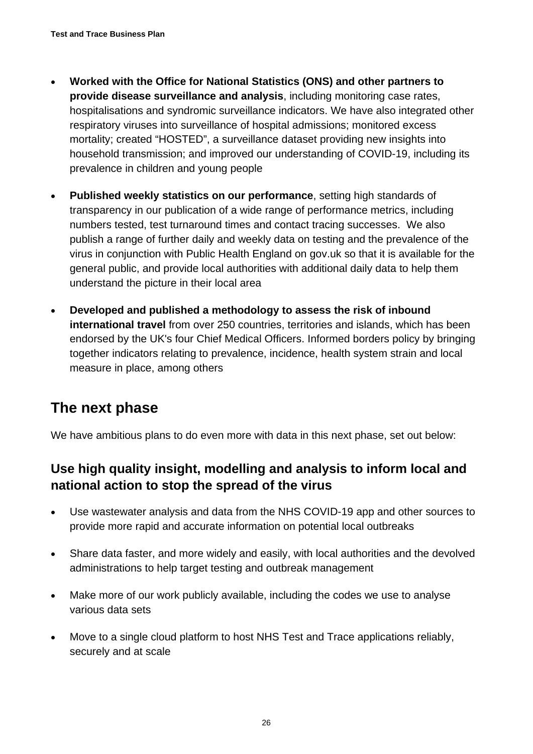- **Worked with the Office for National Statistics (ONS) and other partners to provide disease surveillance and analysis**, including monitoring case rates, hospitalisations and syndromic surveillance indicators. We have also integrated other respiratory viruses into surveillance of hospital admissions; monitored excess mortality; created "HOSTED", a surveillance dataset providing new insights into household transmission; and improved our understanding of COVID-19, including its prevalence in children and young people

- **Published weekly statistics on our performance**, setting high standards of transparency in our publication of a wide range of performance metrics, including numbers tested, test turnaround times and contact tracing successes. We also publish a range of further daily and weekly data on testing and the prevalence of the virus in conjunction with Public Health England on gov.uk so that it is available for the general public, and provide local authorities with additional daily data to help them understand the picture in their local area

- **Developed and published a methodology to assess the risk of inbound international travel** from over 250 countries, territories and islands, which has been endorsed by the UK's four Chief Medical Officers. Informed borders policy by bringing together indicators relating to prevalence, incidence, health system strain and local measure in place, among others

## The next phase

We have ambitious plans to do even more with data in this next phase, set out below:

### Use high quality insight, modelling and analysis to inform local and national action to stop the spread of the virus

- Use wastewater analysis and data from the NHS COVID-19 app and other sources to provide more rapid and accurate information on potential local outbreaks

- Share data faster, and more widely and easily, with local authorities and the devolved administrations to help target testing and outbreak management

- Make more of our work publicly available, including the codes we use to analyse various data sets

- Move to a single cloud platform to host NHS Test and Trace applications reliably, securely and at scale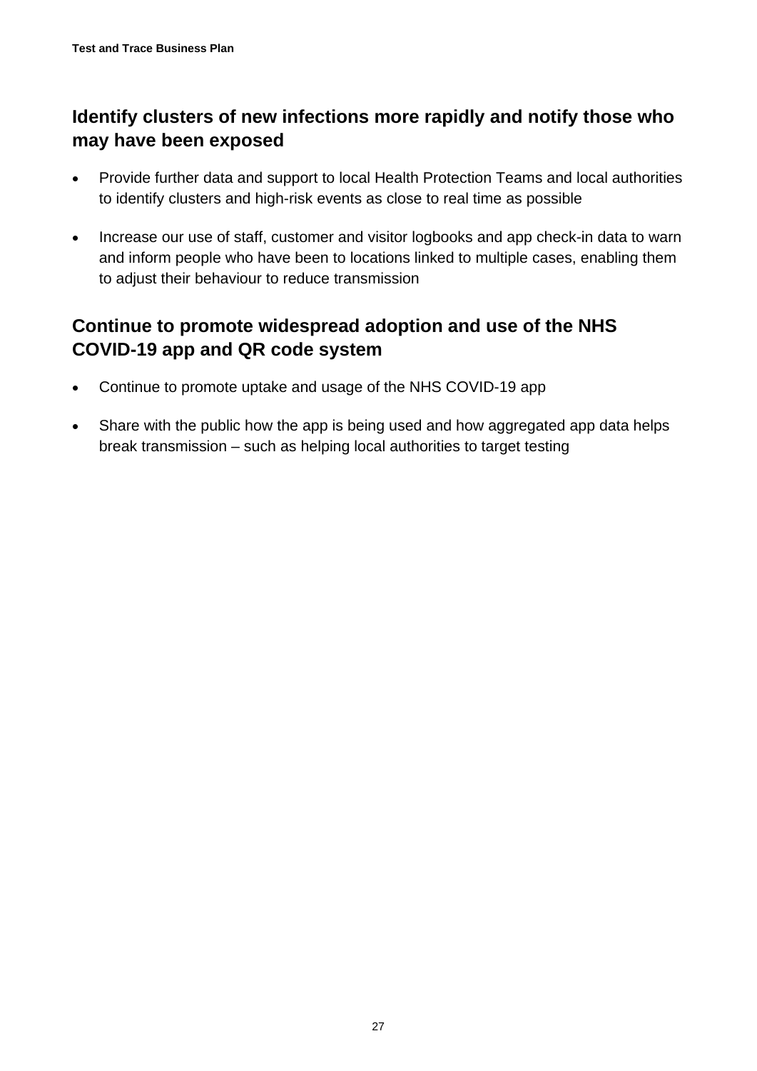## Identify clusters of new infections more rapidly and notify those who may have been exposed

- Provide further data and support to local Health Protection Teams and local authorities to identify clusters and high-risk events as close to real time as possible
- Increase our use of staff, customer and visitor logbooks and app check-in data to warn and inform people who have been to locations linked to multiple cases, enabling them to adjust their behaviour to reduce transmission

## Continue to promote widespread adoption and use of the NHS COVID-19 app and QR code system

- Continue to promote uptake and usage of the NHS COVID-19 app
- Share with the public how the app is being used and how aggregated app data helps break transmission – such as helping local authorities to target testing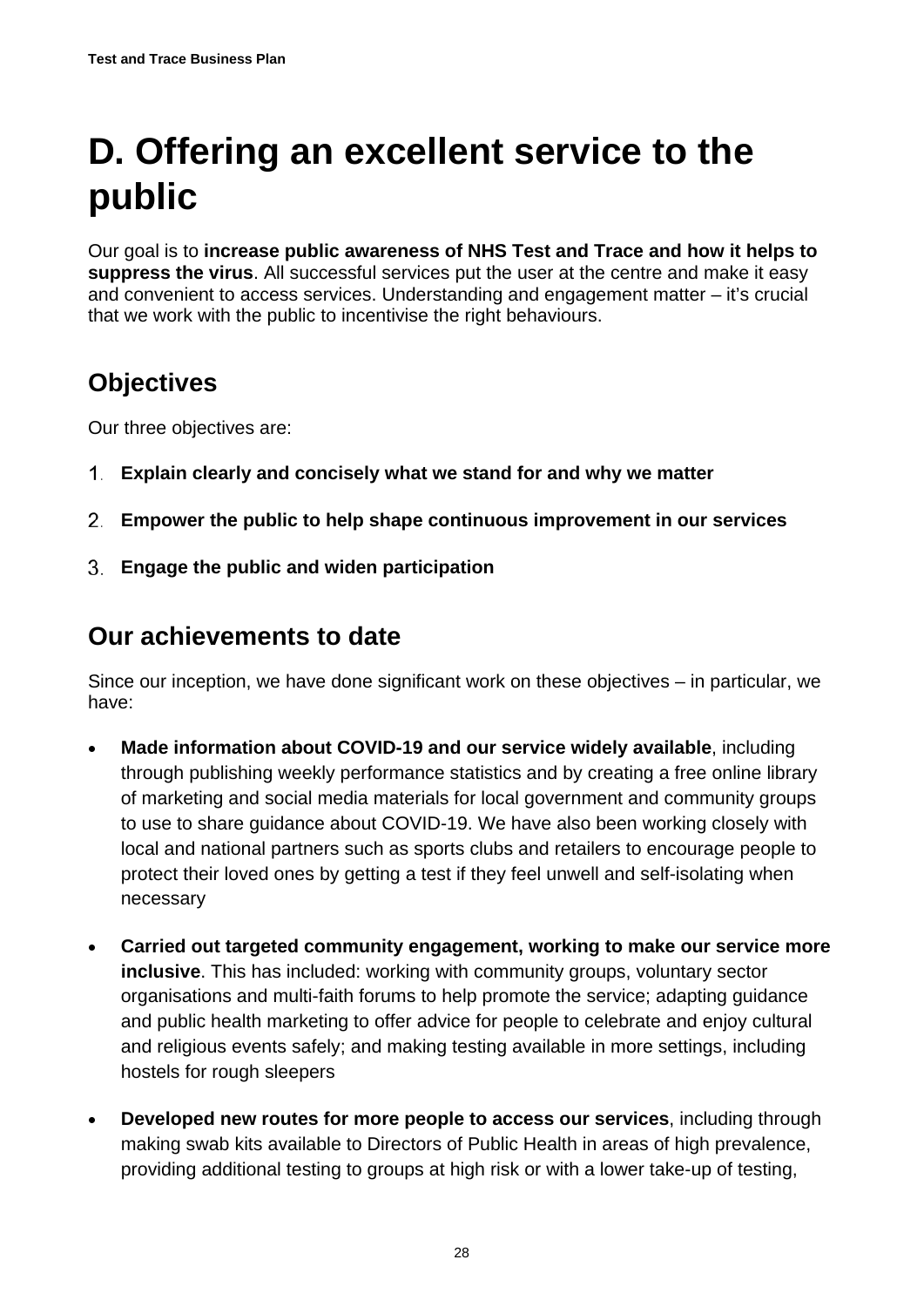# D. Offering an excellent service to the public

Our goal is to **increase public awareness of NHS Test and Trace and how it helps to suppress the virus**. All successful services put the user at the centre and make it easy and convenient to access services. Understanding and engagement matter – it's crucial that we work with the public to incentivise the right behaviours.

## Objectives

Our three objectives are:

1. **Explain clearly and concisely what we stand for and why we matter**
2. **Empower the public to help shape continuous improvement in our services**
3. **Engage the public and widen participation**

## Our achievements to date

Since our inception, we have done significant work on these objectives – in particular, we have:

- **Made information about COVID-19 and our service widely available**, including through publishing weekly performance statistics and by creating a free online library of marketing and social media materials for local government and community groups to use to share guidance about COVID-19. We have also been working closely with local and national partners such as sports clubs and retailers to encourage people to protect their loved ones by getting a test if they feel unwell and self-isolating when necessary
- **Carried out targeted community engagement, working to make our service more inclusive**. This has included: working with community groups, voluntary sector organisations and multi-faith forums to help promote the service; adapting guidance and public health marketing to offer advice for people to celebrate and enjoy cultural and religious events safely; and making testing available in more settings, including hostels for rough sleepers
- **Developed new routes for more people to access our services**, including through making swab kits available to Directors of Public Health in areas of high prevalence, providing additional testing to groups at high risk or with a lower take-up of testing,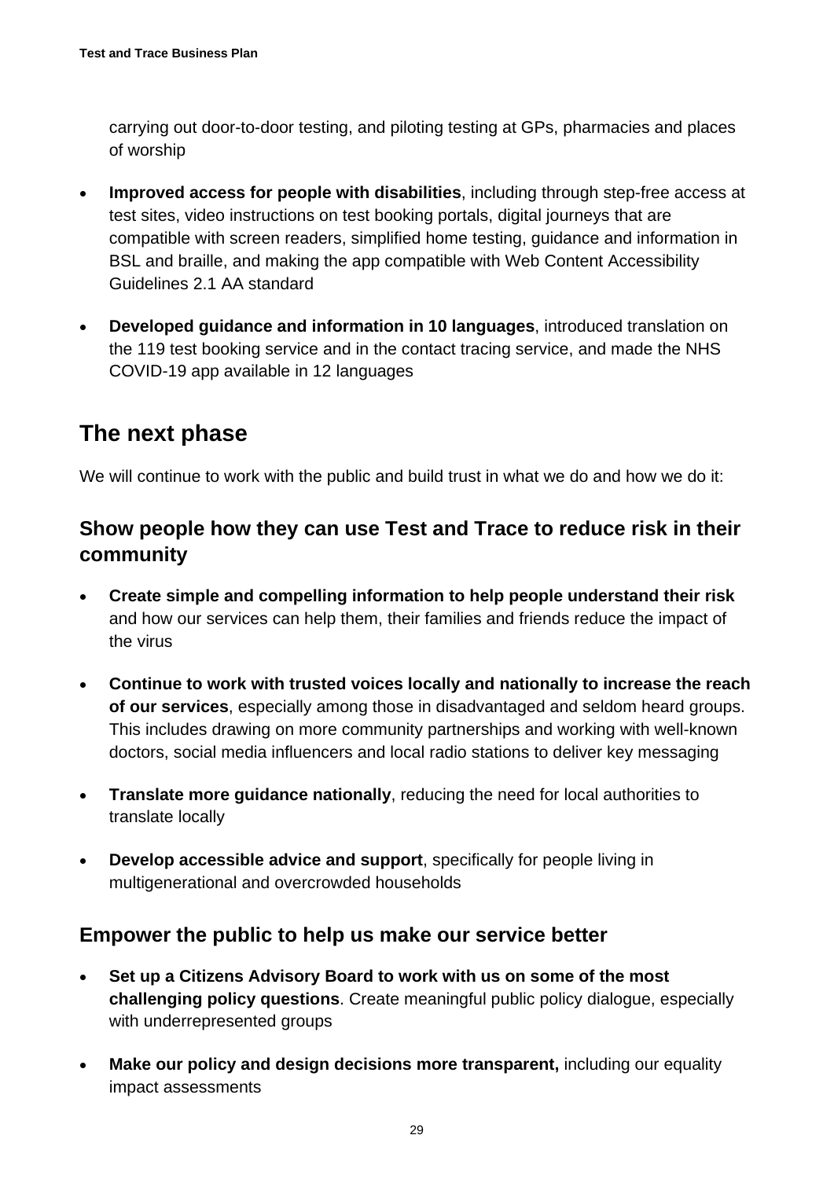carrying out door-to-door testing, and piloting testing at GPs, pharmacies and places of worship

- **Improved access for people with disabilities**, including through step-free access at test sites, video instructions on test booking portals, digital journeys that are compatible with screen readers, simplified home testing, guidance and information in BSL and braille, and making the app compatible with Web Content Accessibility Guidelines 2.1 AA standard
- **Developed guidance and information in 10 languages**, introduced translation on the 119 test booking service and in the contact tracing service, and made the NHS COVID-19 app available in 12 languages

## The next phase

We will continue to work with the public and build trust in what we do and how we do it:

### Show people how they can use Test and Trace to reduce risk in their community

- **Create simple and compelling information to help people understand their risk** and how our services can help them, their families and friends reduce the impact of the virus
- **Continue to work with trusted voices locally and nationally to increase the reach of our services**, especially among those in disadvantaged and seldom heard groups. This includes drawing on more community partnerships and working with well-known doctors, social media influencers and local radio stations to deliver key messaging
- **Translate more guidance nationally**, reducing the need for local authorities to translate locally
- **Develop accessible advice and support**, specifically for people living in multigenerational and overcrowded households

### Empower the public to help us make our service better

- **Set up a Citizens Advisory Board to work with us on some of the most challenging policy questions**. Create meaningful public policy dialogue, especially with underrepresented groups
- **Make our policy and design decisions more transparent,** including our equality impact assessments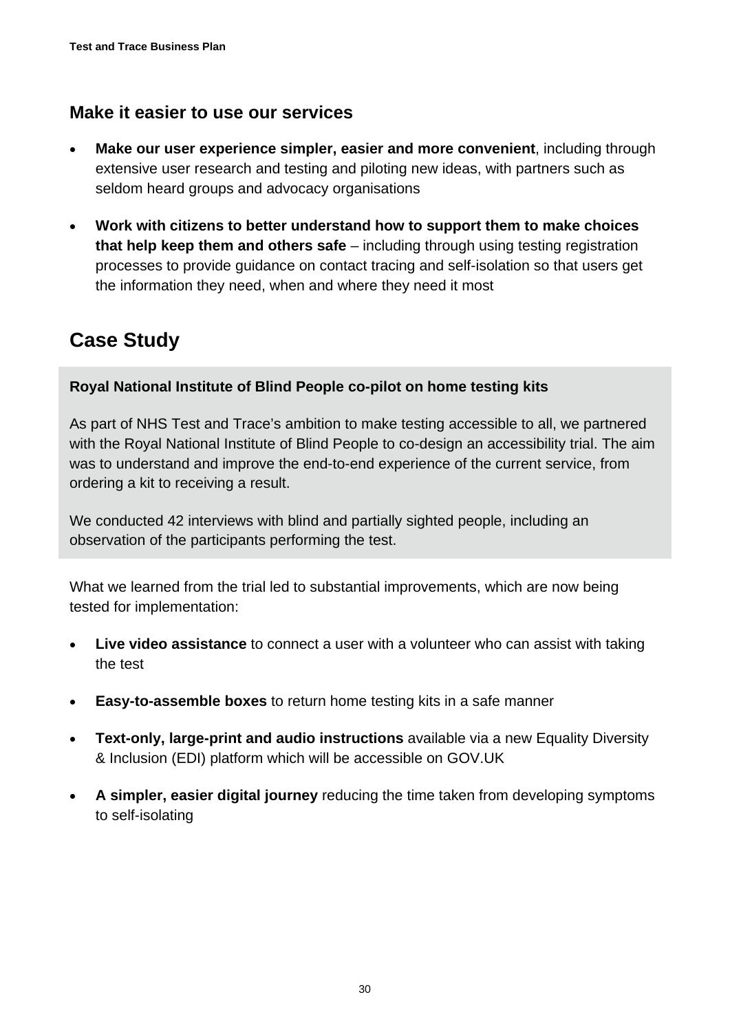## Make it easier to use our services

- **Make our user experience simpler, easier and more convenient**, including through extensive user research and testing and piloting new ideas, with partners such as seldom heard groups and advocacy organisations
- **Work with citizens to better understand how to support them to make choices that help keep them and others safe** – including through using testing registration processes to provide guidance on contact tracing and self-isolation so that users get the information they need, when and where they need it most

# Case Study

**Royal National Institute of Blind People co-pilot on home testing kits**

As part of NHS Test and Trace's ambition to make testing accessible to all, we partnered with the Royal National Institute of Blind People to co-design an accessibility trial. The aim was to understand and improve the end-to-end experience of the current service, from ordering a kit to receiving a result.

We conducted 42 interviews with blind and partially sighted people, including an observation of the participants performing the test.

What we learned from the trial led to substantial improvements, which are now being tested for implementation:

- **Live video assistance** to connect a user with a volunteer who can assist with taking the test
- **Easy-to-assemble boxes** to return home testing kits in a safe manner
- **Text-only, large-print and audio instructions** available via a new Equality Diversity & Inclusion (EDI) platform which will be accessible on GOV.UK
- **A simpler, easier digital journey** reducing the time taken from developing symptoms to self-isolating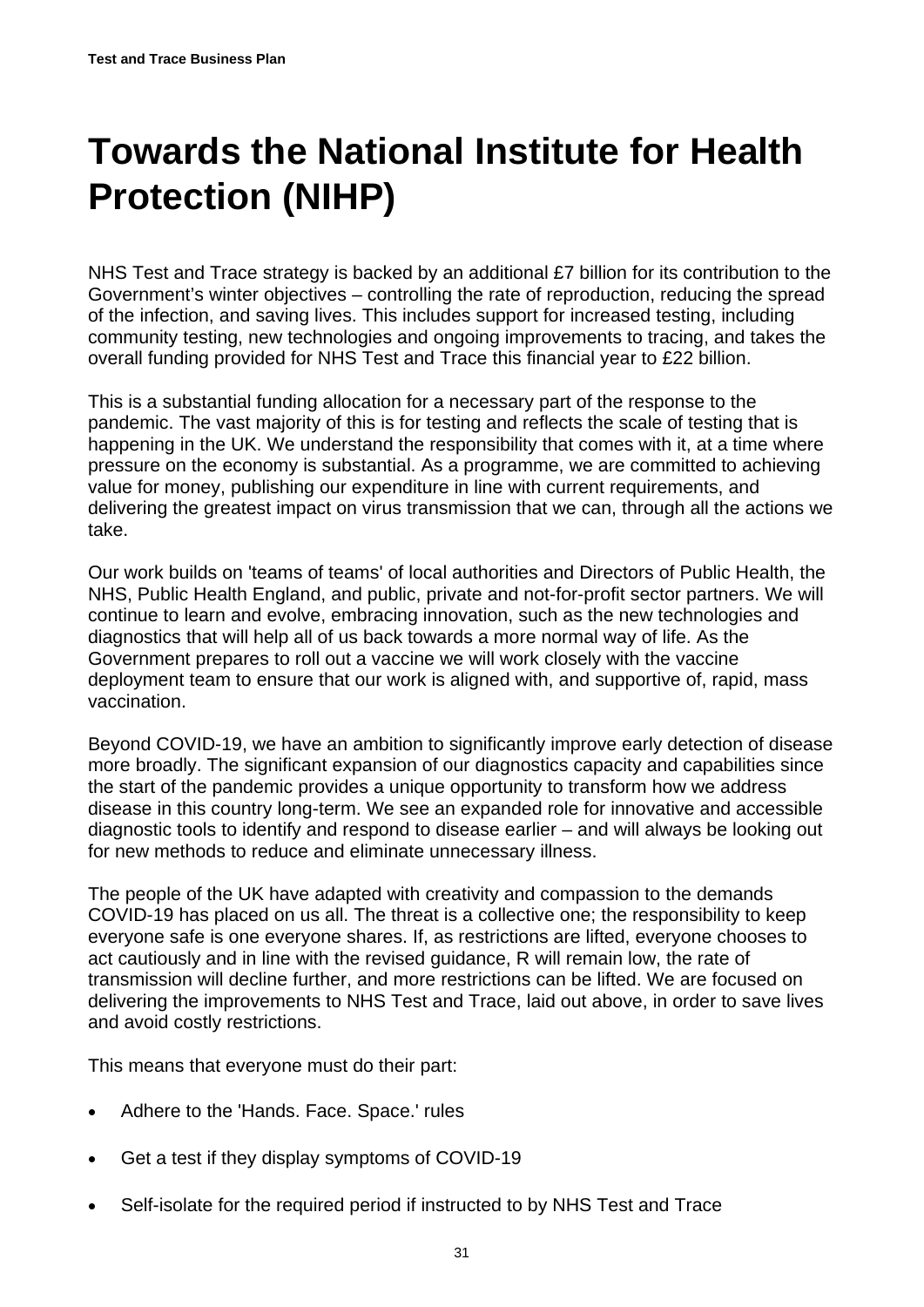# Towards the National Institute for Health Protection (NIHP)

NHS Test and Trace strategy is backed by an additional £7 billion for its contribution to the Government's winter objectives – controlling the rate of reproduction, reducing the spread of the infection, and saving lives. This includes support for increased testing, including community testing, new technologies and ongoing improvements to tracing, and takes the overall funding provided for NHS Test and Trace this financial year to £22 billion.

This is a substantial funding allocation for a necessary part of the response to the pandemic. The vast majority of this is for testing and reflects the scale of testing that is happening in the UK. We understand the responsibility that comes with it, at a time where pressure on the economy is substantial. As a programme, we are committed to achieving value for money, publishing our expenditure in line with current requirements, and delivering the greatest impact on virus transmission that we can, through all the actions we take.

Our work builds on 'teams of teams' of local authorities and Directors of Public Health, the NHS, Public Health England, and public, private and not-for-profit sector partners. We will continue to learn and evolve, embracing innovation, such as the new technologies and diagnostics that will help all of us back towards a more normal way of life. As the Government prepares to roll out a vaccine we will work closely with the vaccine deployment team to ensure that our work is aligned with, and supportive of, rapid, mass vaccination.

Beyond COVID-19, we have an ambition to significantly improve early detection of disease more broadly. The significant expansion of our diagnostics capacity and capabilities since the start of the pandemic provides a unique opportunity to transform how we address disease in this country long-term. We see an expanded role for innovative and accessible diagnostic tools to identify and respond to disease earlier – and will always be looking out for new methods to reduce and eliminate unnecessary illness.

The people of the UK have adapted with creativity and compassion to the demands COVID-19 has placed on us all. The threat is a collective one; the responsibility to keep everyone safe is one everyone shares. If, as restrictions are lifted, everyone chooses to act cautiously and in line with the revised guidance, R will remain low, the rate of transmission will decline further, and more restrictions can be lifted. We are focused on delivering the improvements to NHS Test and Trace, laid out above, in order to save lives and avoid costly restrictions.

This means that everyone must do their part:

- Adhere to the 'Hands. Face. Space.' rules
- Get a test if they display symptoms of COVID-19
- Self-isolate for the required period if instructed to by NHS Test and Trace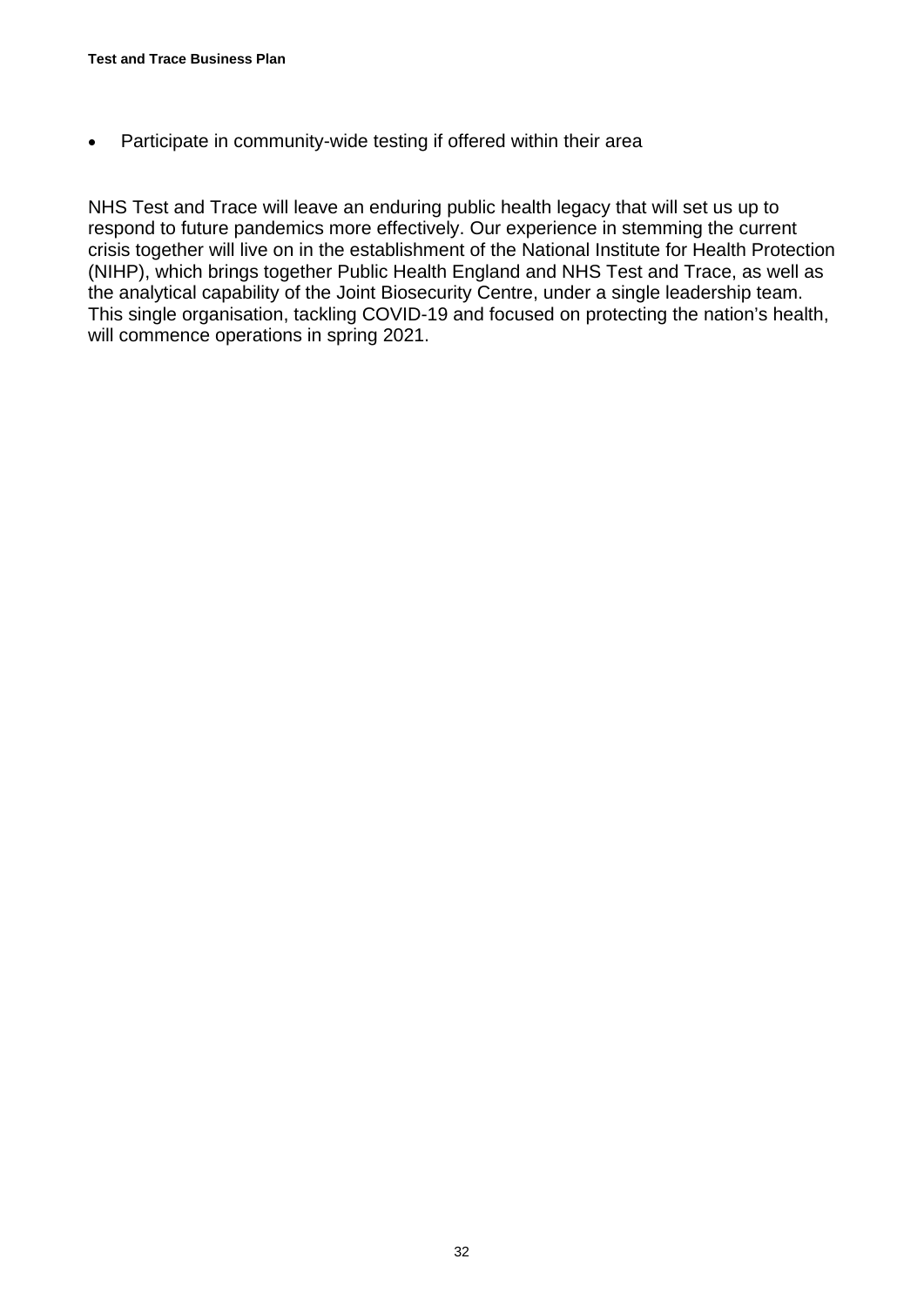- Participate in community-wide testing if offered within their area

NHS Test and Trace will leave an enduring public health legacy that will set us up to respond to future pandemics more effectively. Our experience in stemming the current crisis together will live on in the establishment of the National Institute for Health Protection (NIHP), which brings together Public Health England and NHS Test and Trace, as well as the analytical capability of the Joint Biosecurity Centre, under a single leadership team. This single organisation, tackling COVID-19 and focused on protecting the nation's health, will commence operations in spring 2021.